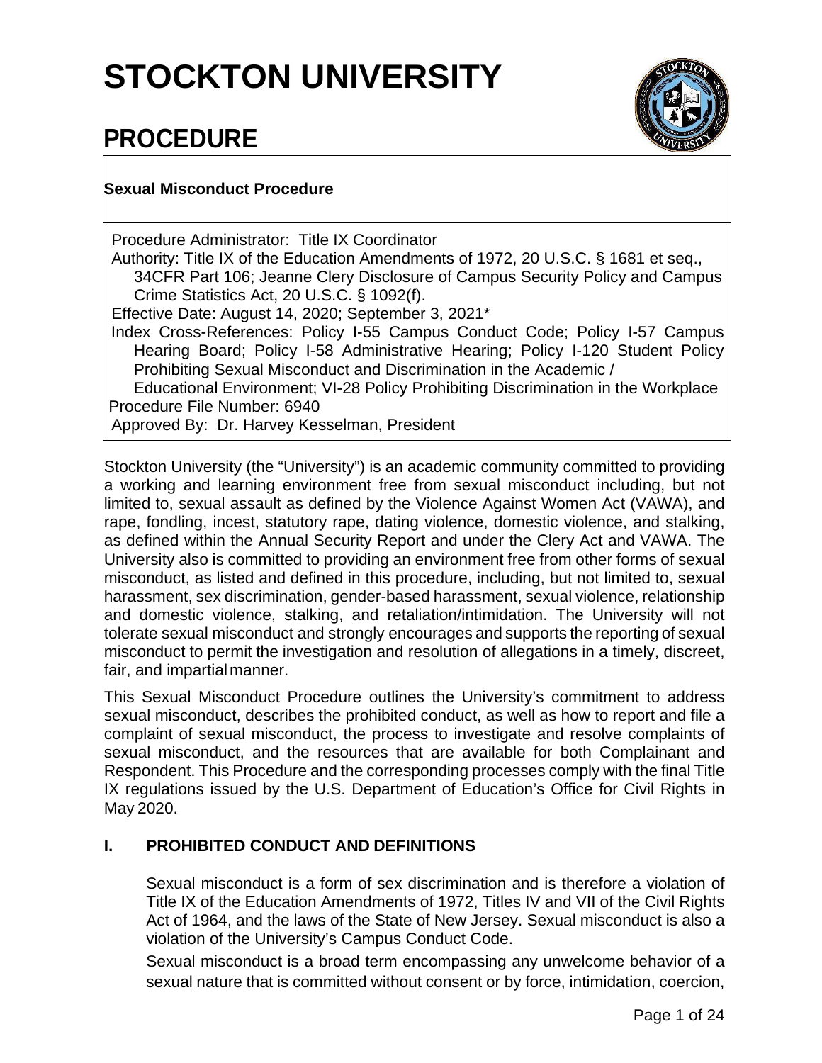# STOCKTON UNIVERSITY

## PROCEDURE

**Sexual Misconduct Procedure**

Procedure Administrator: Title IX Coordinator
Authority: Title IX of the Education Amendments of 1972, 20 U.S.C. § 1681 et seq., 34CFR Part 106; Jeanne Clery Disclosure of Campus Security Policy and Campus Crime Statistics Act, 20 U.S.C. § 1092(f).
Effective Date: August 14, 2020; September 3, 2021*
Index Cross-References: Policy I-55 Campus Conduct Code; Policy I-57 Campus Hearing Board; Policy I-58 Administrative Hearing; Policy I-120 Student Policy Prohibiting Sexual Misconduct and Discrimination in the Academic / Educational Environment; VI-28 Policy Prohibiting Discrimination in the Workplace
Procedure File Number: 6940
Approved By: Dr. Harvey Kesselman, President

Stockton University (the "University") is an academic community committed to providing a working and learning environment free from sexual misconduct including, but not limited to, sexual assault as defined by the Violence Against Women Act (VAWA), and rape, fondling, incest, statutory rape, dating violence, domestic violence, and stalking, as defined within the Annual Security Report and under the Clery Act and VAWA. The University also is committed to providing an environment free from other forms of sexual misconduct, as listed and defined in this procedure, including, but not limited to, sexual harassment, sex discrimination, gender-based harassment, sexual violence, relationship and domestic violence, stalking, and retaliation/intimidation. The University will not tolerate sexual misconduct and strongly encourages and supports the reporting of sexual misconduct to permit the investigation and resolution of allegations in a timely, discreet, fair, and impartial manner.

This Sexual Misconduct Procedure outlines the University's commitment to address sexual misconduct, describes the prohibited conduct, as well as how to report and file a complaint of sexual misconduct, the process to investigate and resolve complaints of sexual misconduct, and the resources that are available for both Complainant and Respondent. This Procedure and the corresponding processes comply with the final Title IX regulations issued by the U.S. Department of Education's Office for Civil Rights in May 2020.

### I. PROHIBITED CONDUCT AND DEFINITIONS

Sexual misconduct is a form of sex discrimination and is therefore a violation of Title IX of the Education Amendments of 1972, Titles IV and VII of the Civil Rights Act of 1964, and the laws of the State of New Jersey. Sexual misconduct is also a violation of the University's Campus Conduct Code.

Sexual misconduct is a broad term encompassing any unwelcome behavior of a sexual nature that is committed without consent or by force, intimidation, coercion,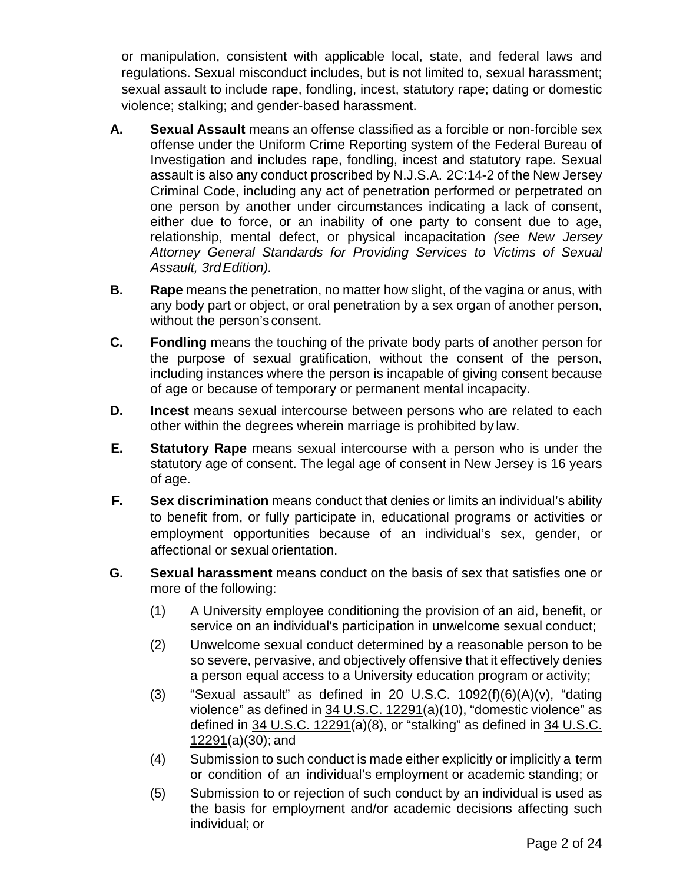or manipulation, consistent with applicable local, state, and federal laws and regulations. Sexual misconduct includes, but is not limited to, sexual harassment; sexual assault to include rape, fondling, incest, statutory rape; dating or domestic violence; stalking; and gender-based harassment.

**A.** **Sexual Assault** means an offense classified as a forcible or non-forcible sex offense under the Uniform Crime Reporting system of the Federal Bureau of Investigation and includes rape, fondling, incest and statutory rape. Sexual assault is also any conduct proscribed by N.J.S.A. 2C:14-2 of the New Jersey Criminal Code, including any act of penetration performed or perpetrated on one person by another under circumstances indicating a lack of consent, either due to force, or an inability of one party to consent due to age, relationship, mental defect, or physical incapacitation *(see New Jersey Attorney General Standards for Providing Services to Victims of Sexual Assault, 3rd Edition).*

**B.** **Rape** means the penetration, no matter how slight, of the vagina or anus, with any body part or object, or oral penetration by a sex organ of another person, without the person's consent.

**C.** **Fondling** means the touching of the private body parts of another person for the purpose of sexual gratification, without the consent of the person, including instances where the person is incapable of giving consent because of age or because of temporary or permanent mental incapacity.

**D.** **Incest** means sexual intercourse between persons who are related to each other within the degrees wherein marriage is prohibited by law.

**E.** **Statutory Rape** means sexual intercourse with a person who is under the statutory age of consent. The legal age of consent in New Jersey is 16 years of age.

**F.** **Sex discrimination** means conduct that denies or limits an individual's ability to benefit from, or fully participate in, educational programs or activities or employment opportunities because of an individual's sex, gender, or affectional or sexual orientation.

**G.** **Sexual harassment** means conduct on the basis of sex that satisfies one or more of the following:

(1) A University employee conditioning the provision of an aid, benefit, or service on an individual's participation in unwelcome sexual conduct;

(2) Unwelcome sexual conduct determined by a reasonable person to be so severe, pervasive, and objectively offensive that it effectively denies a person equal access to a University education program or activity;

(3) "Sexual assault" as defined in 20 U.S.C. 1092(f)(6)(A)(v), "dating violence" as defined in 34 U.S.C. 12291(a)(10), "domestic violence" as defined in 34 U.S.C. 12291(a)(8), or "stalking" as defined in 34 U.S.C. 12291(a)(30); and

(4) Submission to such conduct is made either explicitly or implicitly a term or condition of an individual's employment or academic standing; or

(5) Submission to or rejection of such conduct by an individual is used as the basis for employment and/or academic decisions affecting such individual; or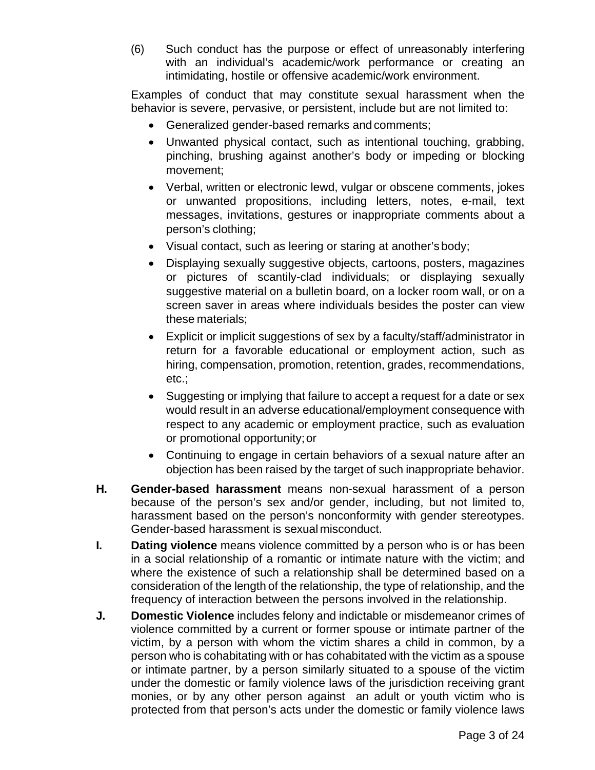(6) Such conduct has the purpose or effect of unreasonably interfering with an individual's academic/work performance or creating an intimidating, hostile or offensive academic/work environment.

Examples of conduct that may constitute sexual harassment when the behavior is severe, pervasive, or persistent, include but are not limited to:

- Generalized gender-based remarks and comments;
- Unwanted physical contact, such as intentional touching, grabbing, pinching, brushing against another's body or impeding or blocking movement;
- Verbal, written or electronic lewd, vulgar or obscene comments, jokes or unwanted propositions, including letters, notes, e-mail, text messages, invitations, gestures or inappropriate comments about a person's clothing;
- Visual contact, such as leering or staring at another's body;
- Displaying sexually suggestive objects, cartoons, posters, magazines or pictures of scantily-clad individuals; or displaying sexually suggestive material on a bulletin board, on a locker room wall, or on a screen saver in areas where individuals besides the poster can view these materials;
- Explicit or implicit suggestions of sex by a faculty/staff/administrator in return for a favorable educational or employment action, such as hiring, compensation, promotion, retention, grades, recommendations, etc.;
- Suggesting or implying that failure to accept a request for a date or sex would result in an adverse educational/employment consequence with respect to any academic or employment practice, such as evaluation or promotional opportunity; or
- Continuing to engage in certain behaviors of a sexual nature after an objection has been raised by the target of such inappropriate behavior.

**H.** **Gender-based harassment** means non-sexual harassment of a person because of the person's sex and/or gender, including, but not limited to, harassment based on the person's nonconformity with gender stereotypes. Gender-based harassment is sexual misconduct.

**I.** **Dating violence** means violence committed by a person who is or has been in a social relationship of a romantic or intimate nature with the victim; and where the existence of such a relationship shall be determined based on a consideration of the length of the relationship, the type of relationship, and the frequency of interaction between the persons involved in the relationship.

**J.** **Domestic Violence** includes felony and indictable or misdemeanor crimes of violence committed by a current or former spouse or intimate partner of the victim, by a person with whom the victim shares a child in common, by a person who is cohabitating with or has cohabitated with the victim as a spouse or intimate partner, by a person similarly situated to a spouse of the victim under the domestic or family violence laws of the jurisdiction receiving grant monies, or by any other person against an adult or youth victim who is protected from that person's acts under the domestic or family violence laws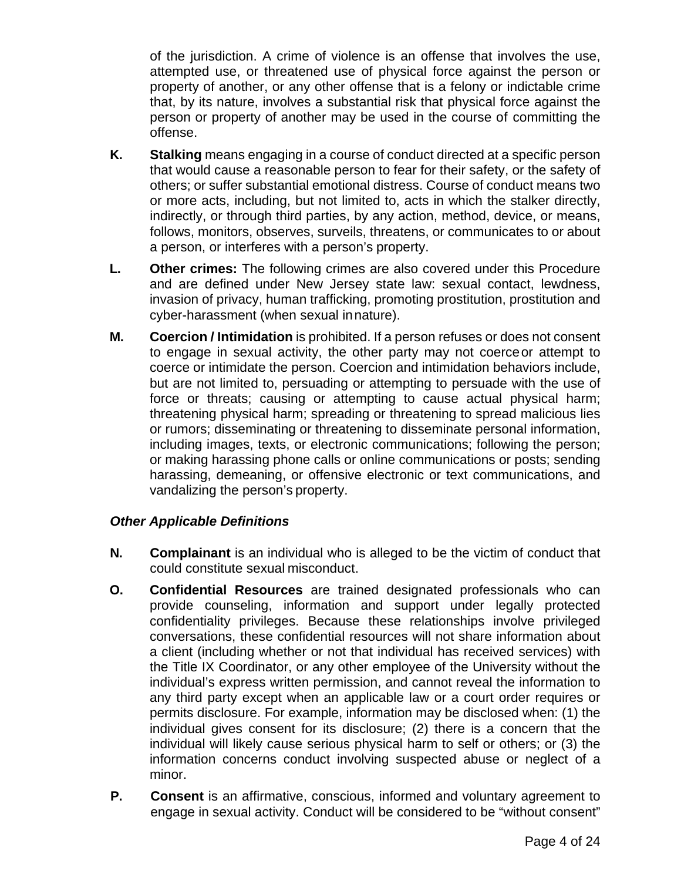of the jurisdiction. A crime of violence is an offense that involves the use, attempted use, or threatened use of physical force against the person or property of another, or any other offense that is a felony or indictable crime that, by its nature, involves a substantial risk that physical force against the person or property of another may be used in the course of committing the offense.

**K.** **Stalking** means engaging in a course of conduct directed at a specific person that would cause a reasonable person to fear for their safety, or the safety of others; or suffer substantial emotional distress. Course of conduct means two or more acts, including, but not limited to, acts in which the stalker directly, indirectly, or through third parties, by any action, method, device, or means, follows, monitors, observes, surveils, threatens, or communicates to or about a person, or interferes with a person's property.

**L.** **Other crimes:** The following crimes are also covered under this Procedure and are defined under New Jersey state law: sexual contact, lewdness, invasion of privacy, human trafficking, promoting prostitution, prostitution and cyber-harassment (when sexual in nature).

**M.** **Coercion / Intimidation** is prohibited. If a person refuses or does not consent to engage in sexual activity, the other party may not coerce or attempt to coerce or intimidate the person. Coercion and intimidation behaviors include, but are not limited to, persuading or attempting to persuade with the use of force or threats; causing or attempting to cause actual physical harm; threatening physical harm; spreading or threatening to spread malicious lies or rumors; disseminating or threatening to disseminate personal information, including images, texts, or electronic communications; following the person; or making harassing phone calls or online communications or posts; sending harassing, demeaning, or offensive electronic or text communications, and vandalizing the person's property.

***Other Applicable Definitions***

**N.** **Complainant** is an individual who is alleged to be the victim of conduct that could constitute sexual misconduct.

**O.** **Confidential Resources** are trained designated professionals who can provide counseling, information and support under legally protected confidentiality privileges. Because these relationships involve privileged conversations, these confidential resources will not share information about a client (including whether or not that individual has received services) with the Title IX Coordinator, or any other employee of the University without the individual's express written permission, and cannot reveal the information to any third party except when an applicable law or a court order requires or permits disclosure. For example, information may be disclosed when: (1) the individual gives consent for its disclosure; (2) there is a concern that the individual will likely cause serious physical harm to self or others; or (3) the information concerns conduct involving suspected abuse or neglect of a minor.

**P.** **Consent** is an affirmative, conscious, informed and voluntary agreement to engage in sexual activity. Conduct will be considered to be "without consent"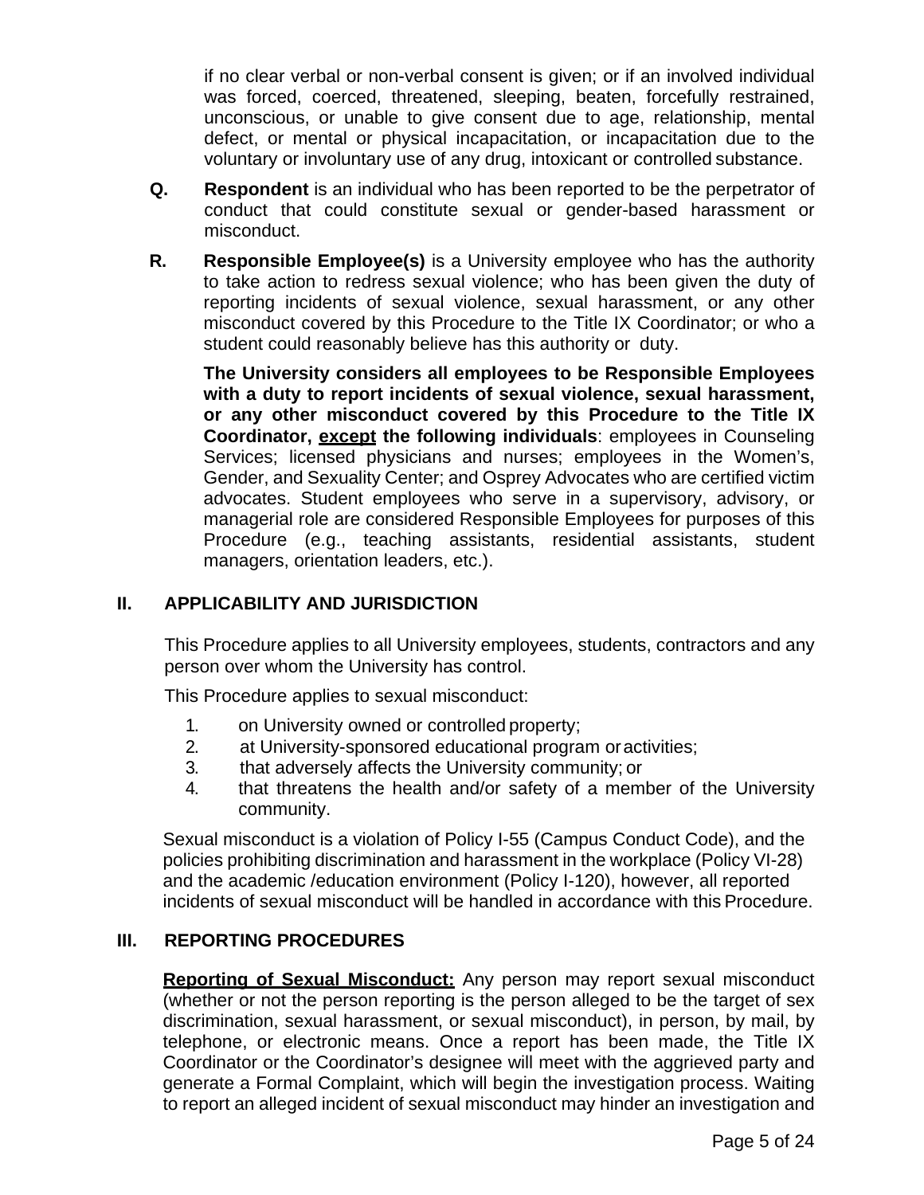if no clear verbal or non-verbal consent is given; or if an involved individual was forced, coerced, threatened, sleeping, beaten, forcefully restrained, unconscious, or unable to give consent due to age, relationship, mental defect, or mental or physical incapacitation, or incapacitation due to the voluntary or involuntary use of any drug, intoxicant or controlled substance.

**Q.** **Respondent** is an individual who has been reported to be the perpetrator of conduct that could constitute sexual or gender-based harassment or misconduct.

**R.** **Responsible Employee(s)** is a University employee who has the authority to take action to redress sexual violence; who has been given the duty of reporting incidents of sexual violence, sexual harassment, or any other misconduct covered by this Procedure to the Title IX Coordinator; or who a student could reasonably believe has this authority or duty.

**The University considers all employees to be Responsible Employees with a duty to report incidents of sexual violence, sexual harassment, or any other misconduct covered by this Procedure to the Title IX Coordinator, <u>except</u> the following individuals**: employees in Counseling Services; licensed physicians and nurses; employees in the Women's, Gender, and Sexuality Center; and Osprey Advocates who are certified victim advocates. Student employees who serve in a supervisory, advisory, or managerial role are considered Responsible Employees for purposes of this Procedure (e.g., teaching assistants, residential assistants, student managers, orientation leaders, etc.).

## II. APPLICABILITY AND JURISDICTION

This Procedure applies to all University employees, students, contractors and any person over whom the University has control.

This Procedure applies to sexual misconduct:

1. on University owned or controlled property;
2. at University-sponsored educational program or activities;
3. that adversely affects the University community; or
4. that threatens the health and/or safety of a member of the University community.

Sexual misconduct is a violation of Policy I-55 (Campus Conduct Code), and the policies prohibiting discrimination and harassment in the workplace (Policy VI-28) and the academic /education environment (Policy I-120), however, all reported incidents of sexual misconduct will be handled in accordance with this Procedure.

## III. REPORTING PROCEDURES

**<u>Reporting of Sexual Misconduct:</u>** Any person may report sexual misconduct (whether or not the person reporting is the person alleged to be the target of sex discrimination, sexual harassment, or sexual misconduct), in person, by mail, by telephone, or electronic means. Once a report has been made, the Title IX Coordinator or the Coordinator's designee will meet with the aggrieved party and generate a Formal Complaint, which will begin the investigation process. Waiting to report an alleged incident of sexual misconduct may hinder an investigation and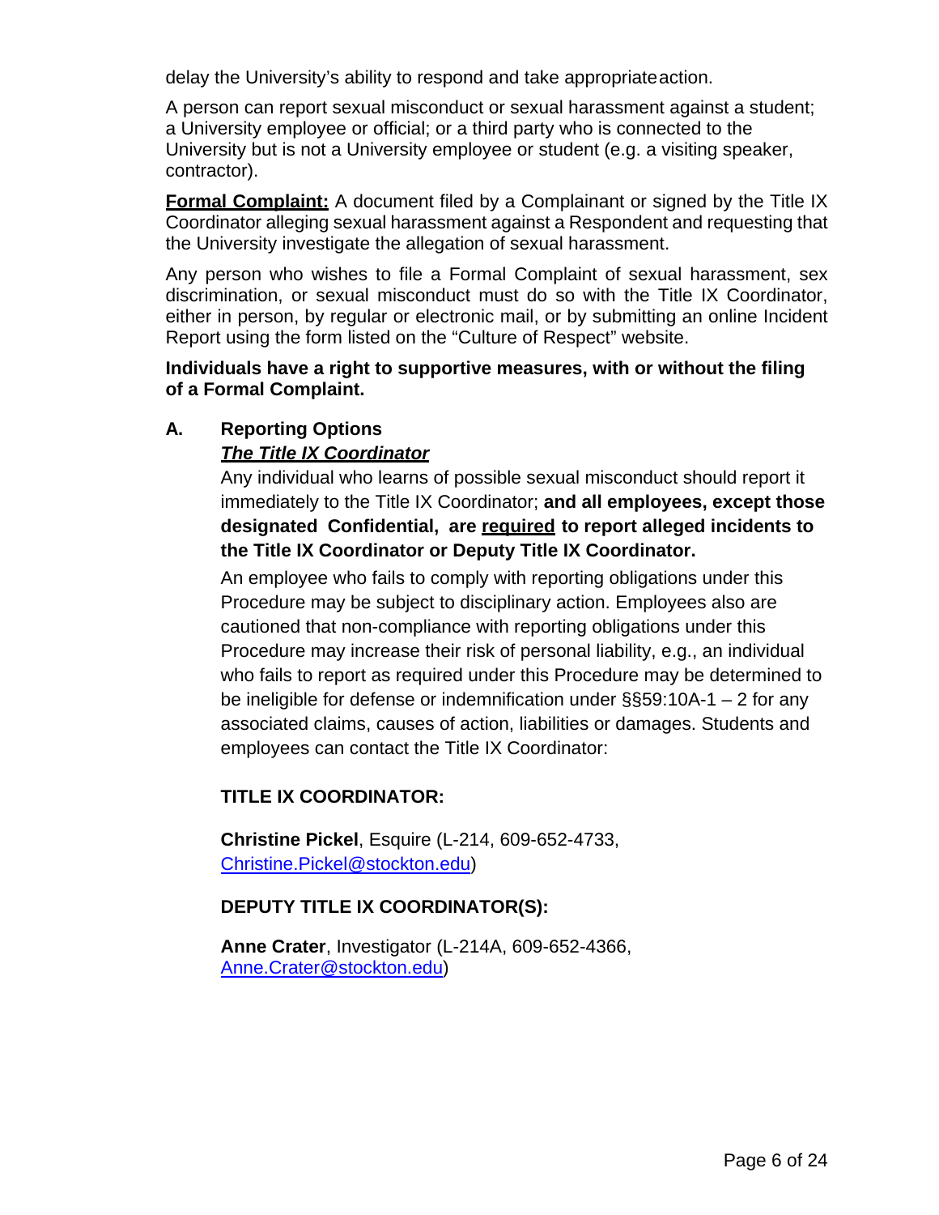delay the University's ability to respond and take appropriate action.

A person can report sexual misconduct or sexual harassment against a student; a University employee or official; or a third party who is connected to the University but is not a University employee or student (e.g. a visiting speaker, contractor).

**Formal Complaint:** A document filed by a Complainant or signed by the Title IX Coordinator alleging sexual harassment against a Respondent and requesting that the University investigate the allegation of sexual harassment.

Any person who wishes to file a Formal Complaint of sexual harassment, sex discrimination, or sexual misconduct must do so with the Title IX Coordinator, either in person, by regular or electronic mail, or by submitting an online Incident Report using the form listed on the "Culture of Respect" website.

**Individuals have a right to supportive measures, with or without the filing of a Formal Complaint.**

### A. Reporting Options

***The Title IX Coordinator***

Any individual who learns of possible sexual misconduct should report it immediately to the Title IX Coordinator; **and all employees, except those designated Confidential, are required to report alleged incidents to the Title IX Coordinator or Deputy Title IX Coordinator.**

An employee who fails to comply with reporting obligations under this Procedure may be subject to disciplinary action. Employees also are cautioned that non-compliance with reporting obligations under this Procedure may increase their risk of personal liability, e.g., an individual who fails to report as required under this Procedure may be determined to be ineligible for defense or indemnification under §§59:10A-1 – 2 for any associated claims, causes of action, liabilities or damages. Students and employees can contact the Title IX Coordinator:

**TITLE IX COORDINATOR:**

**Christine Pickel**, Esquire (L-214, 609-652-4733, Christine.Pickel@stockton.edu)

**DEPUTY TITLE IX COORDINATOR(S):**

**Anne Crater**, Investigator (L-214A, 609-652-4366, Anne.Crater@stockton.edu)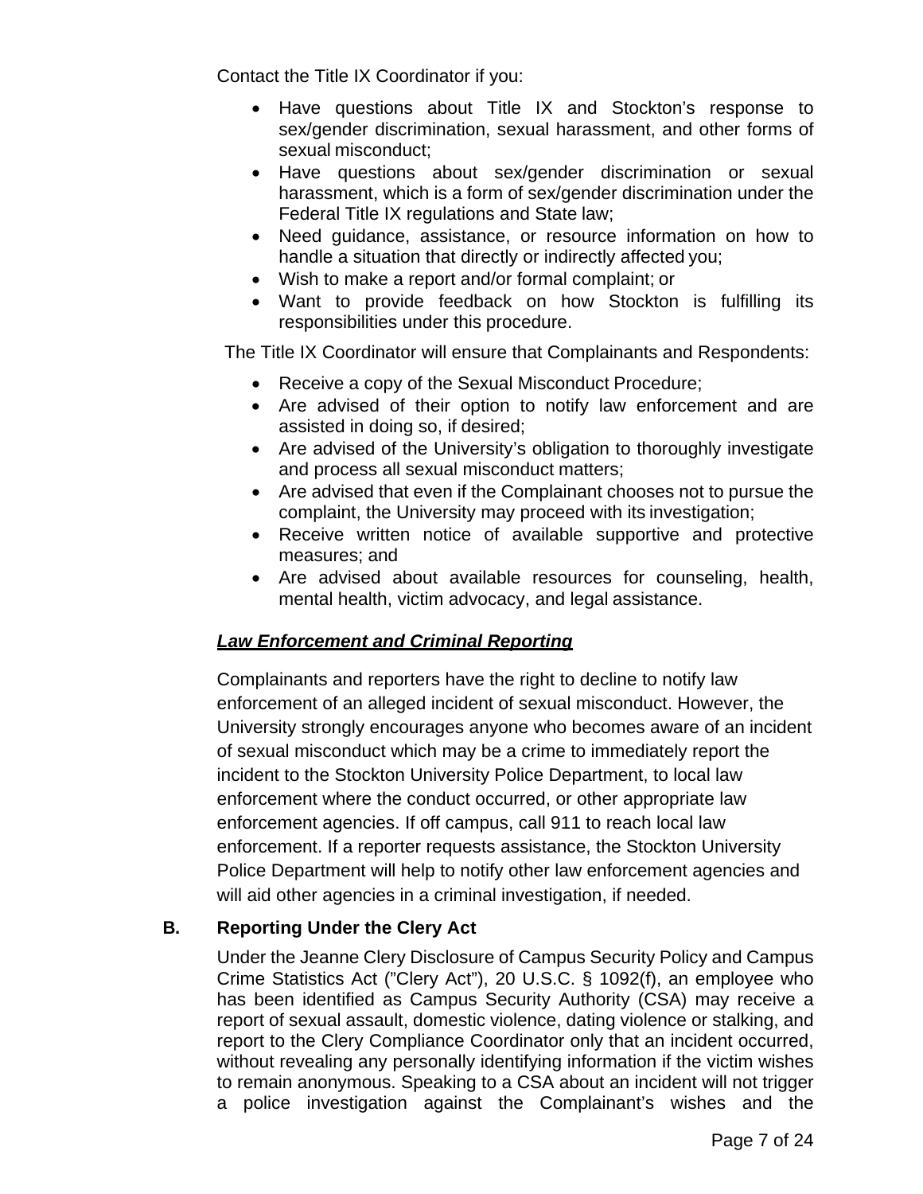Contact the Title IX Coordinator if you:

- Have questions about Title IX and Stockton's response to sex/gender discrimination, sexual harassment, and other forms of sexual misconduct;
- Have questions about sex/gender discrimination or sexual harassment, which is a form of sex/gender discrimination under the Federal Title IX regulations and State law;
- Need guidance, assistance, or resource information on how to handle a situation that directly or indirectly affected you;
- Wish to make a report and/or formal complaint; or
- Want to provide feedback on how Stockton is fulfilling its responsibilities under this procedure.

The Title IX Coordinator will ensure that Complainants and Respondents:

- Receive a copy of the Sexual Misconduct Procedure;
- Are advised of their option to notify law enforcement and are assisted in doing so, if desired;
- Are advised of the University's obligation to thoroughly investigate and process all sexual misconduct matters;
- Are advised that even if the Complainant chooses not to pursue the complaint, the University may proceed with its investigation;
- Receive written notice of available supportive and protective measures; and
- Are advised about available resources for counseling, health, mental health, victim advocacy, and legal assistance.

***Law Enforcement and Criminal Reporting***

Complainants and reporters have the right to decline to notify law enforcement of an alleged incident of sexual misconduct. However, the University strongly encourages anyone who becomes aware of an incident of sexual misconduct which may be a crime to immediately report the incident to the Stockton University Police Department, to local law enforcement where the conduct occurred, or other appropriate law enforcement agencies. If off campus, call 911 to reach local law enforcement. If a reporter requests assistance, the Stockton University Police Department will help to notify other law enforcement agencies and will aid other agencies in a criminal investigation, if needed.

### B. Reporting Under the Clery Act

Under the Jeanne Clery Disclosure of Campus Security Policy and Campus Crime Statistics Act ("Clery Act"), 20 U.S.C. § 1092(f), an employee who has been identified as Campus Security Authority (CSA) may receive a report of sexual assault, domestic violence, dating violence or stalking, and report to the Clery Compliance Coordinator only that an incident occurred, without revealing any personally identifying information if the victim wishes to remain anonymous. Speaking to a CSA about an incident will not trigger a police investigation against the Complainant's wishes and the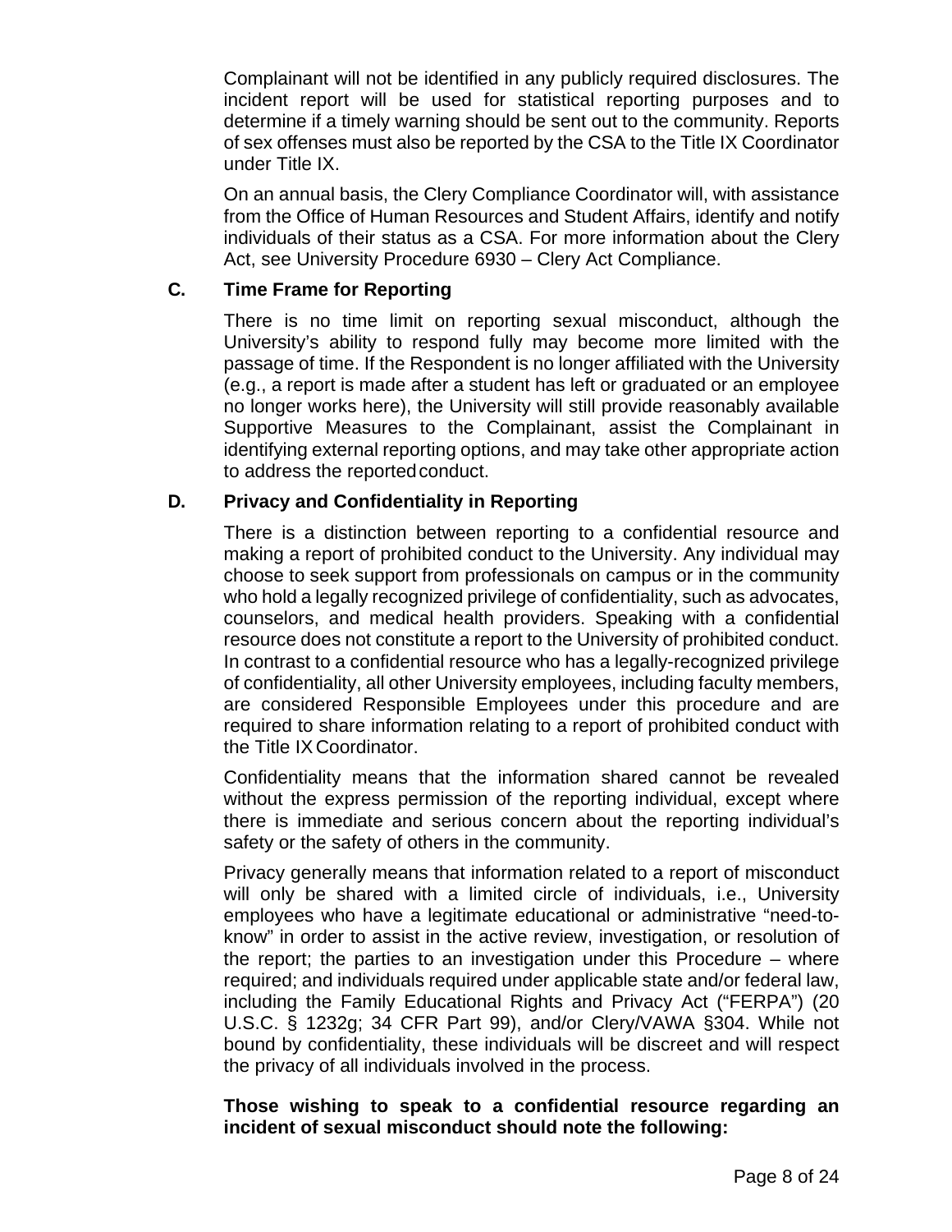Complainant will not be identified in any publicly required disclosures. The incident report will be used for statistical reporting purposes and to determine if a timely warning should be sent out to the community. Reports of sex offenses must also be reported by the CSA to the Title IX Coordinator under Title IX.

On an annual basis, the Clery Compliance Coordinator will, with assistance from the Office of Human Resources and Student Affairs, identify and notify individuals of their status as a CSA. For more information about the Clery Act, see University Procedure 6930 – Clery Act Compliance.

### C. Time Frame for Reporting

There is no time limit on reporting sexual misconduct, although the University's ability to respond fully may become more limited with the passage of time. If the Respondent is no longer affiliated with the University (e.g., a report is made after a student has left or graduated or an employee no longer works here), the University will still provide reasonably available Supportive Measures to the Complainant, assist the Complainant in identifying external reporting options, and may take other appropriate action to address the reported conduct.

### D. Privacy and Confidentiality in Reporting

There is a distinction between reporting to a confidential resource and making a report of prohibited conduct to the University. Any individual may choose to seek support from professionals on campus or in the community who hold a legally recognized privilege of confidentiality, such as advocates, counselors, and medical health providers. Speaking with a confidential resource does not constitute a report to the University of prohibited conduct. In contrast to a confidential resource who has a legally-recognized privilege of confidentiality, all other University employees, including faculty members, are considered Responsible Employees under this procedure and are required to share information relating to a report of prohibited conduct with the Title IX Coordinator.

Confidentiality means that the information shared cannot be revealed without the express permission of the reporting individual, except where there is immediate and serious concern about the reporting individual's safety or the safety of others in the community.

Privacy generally means that information related to a report of misconduct will only be shared with a limited circle of individuals, i.e., University employees who have a legitimate educational or administrative "need-to-know" in order to assist in the active review, investigation, or resolution of the report; the parties to an investigation under this Procedure – where required; and individuals required under applicable state and/or federal law, including the Family Educational Rights and Privacy Act ("FERPA") (20 U.S.C. § 1232g; 34 CFR Part 99), and/or Clery/VAWA §304. While not bound by confidentiality, these individuals will be discreet and will respect the privacy of all individuals involved in the process.

**Those wishing to speak to a confidential resource regarding an incident of sexual misconduct should note the following:**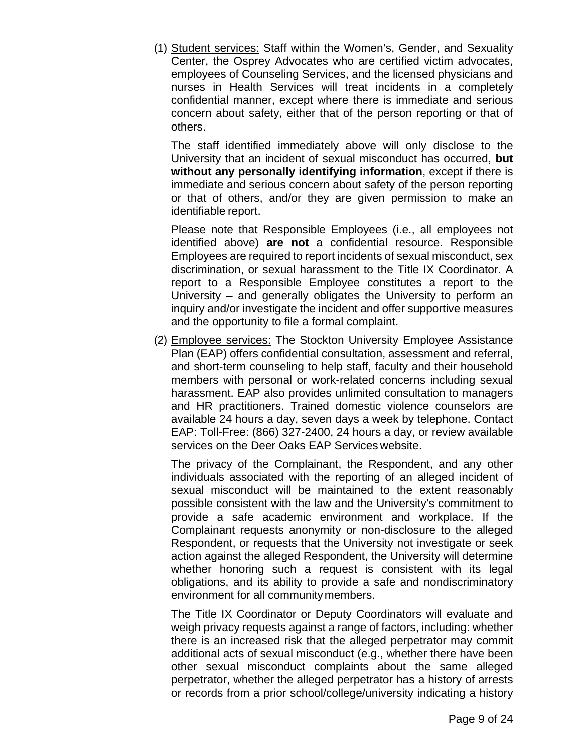(1) <u>Student services:</u> Staff within the Women's, Gender, and Sexuality Center, the Osprey Advocates who are certified victim advocates, employees of Counseling Services, and the licensed physicians and nurses in Health Services will treat incidents in a completely confidential manner, except where there is immediate and serious concern about safety, either that of the person reporting or that of others.

The staff identified immediately above will only disclose to the University that an incident of sexual misconduct has occurred, **but without any personally identifying information**, except if there is immediate and serious concern about safety of the person reporting or that of others, and/or they are given permission to make an identifiable report.

Please note that Responsible Employees (i.e., all employees not identified above) **are not** a confidential resource. Responsible Employees are required to report incidents of sexual misconduct, sex discrimination, or sexual harassment to the Title IX Coordinator. A report to a Responsible Employee constitutes a report to the University – and generally obligates the University to perform an inquiry and/or investigate the incident and offer supportive measures and the opportunity to file a formal complaint.

(2) <u>Employee services:</u> The Stockton University Employee Assistance Plan (EAP) offers confidential consultation, assessment and referral, and short-term counseling to help staff, faculty and their household members with personal or work-related concerns including sexual harassment. EAP also provides unlimited consultation to managers and HR practitioners. Trained domestic violence counselors are available 24 hours a day, seven days a week by telephone. Contact EAP: Toll-Free: (866) 327-2400, 24 hours a day, or review available services on the Deer Oaks EAP Services website.

The privacy of the Complainant, the Respondent, and any other individuals associated with the reporting of an alleged incident of sexual misconduct will be maintained to the extent reasonably possible consistent with the law and the University's commitment to provide a safe academic environment and workplace. If the Complainant requests anonymity or non-disclosure to the alleged Respondent, or requests that the University not investigate or seek action against the alleged Respondent, the University will determine whether honoring such a request is consistent with its legal obligations, and its ability to provide a safe and nondiscriminatory environment for all community members.

The Title IX Coordinator or Deputy Coordinators will evaluate and weigh privacy requests against a range of factors, including: whether there is an increased risk that the alleged perpetrator may commit additional acts of sexual misconduct (e.g., whether there have been other sexual misconduct complaints about the same alleged perpetrator, whether the alleged perpetrator has a history of arrests or records from a prior school/college/university indicating a history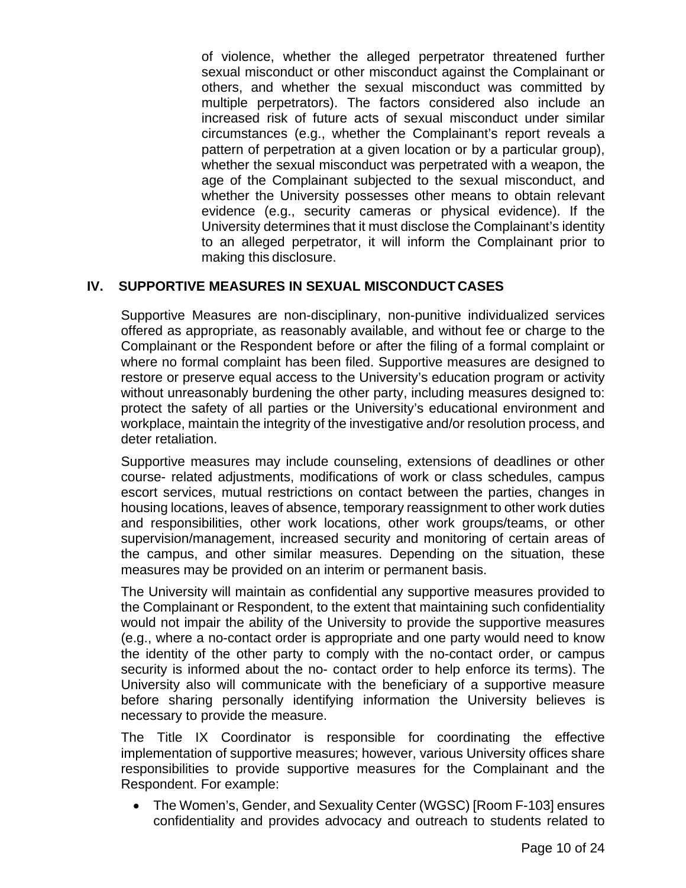of violence, whether the alleged perpetrator threatened further sexual misconduct or other misconduct against the Complainant or others, and whether the sexual misconduct was committed by multiple perpetrators). The factors considered also include an increased risk of future acts of sexual misconduct under similar circumstances (e.g., whether the Complainant's report reveals a pattern of perpetration at a given location or by a particular group), whether the sexual misconduct was perpetrated with a weapon, the age of the Complainant subjected to the sexual misconduct, and whether the University possesses other means to obtain relevant evidence (e.g., security cameras or physical evidence). If the University determines that it must disclose the Complainant's identity to an alleged perpetrator, it will inform the Complainant prior to making this disclosure.

## IV. SUPPORTIVE MEASURES IN SEXUAL MISCONDUCT CASES

Supportive Measures are non-disciplinary, non-punitive individualized services offered as appropriate, as reasonably available, and without fee or charge to the Complainant or the Respondent before or after the filing of a formal complaint or where no formal complaint has been filed. Supportive measures are designed to restore or preserve equal access to the University's education program or activity without unreasonably burdening the other party, including measures designed to: protect the safety of all parties or the University's educational environment and workplace, maintain the integrity of the investigative and/or resolution process, and deter retaliation.

Supportive measures may include counseling, extensions of deadlines or other course- related adjustments, modifications of work or class schedules, campus escort services, mutual restrictions on contact between the parties, changes in housing locations, leaves of absence, temporary reassignment to other work duties and responsibilities, other work locations, other work groups/teams, or other supervision/management, increased security and monitoring of certain areas of the campus, and other similar measures. Depending on the situation, these measures may be provided on an interim or permanent basis.

The University will maintain as confidential any supportive measures provided to the Complainant or Respondent, to the extent that maintaining such confidentiality would not impair the ability of the University to provide the supportive measures (e.g., where a no-contact order is appropriate and one party would need to know the identity of the other party to comply with the no-contact order, or campus security is informed about the no- contact order to help enforce its terms). The University also will communicate with the beneficiary of a supportive measure before sharing personally identifying information the University believes is necessary to provide the measure.

The Title IX Coordinator is responsible for coordinating the effective implementation of supportive measures; however, various University offices share responsibilities to provide supportive measures for the Complainant and the Respondent. For example:

- The Women's, Gender, and Sexuality Center (WGSC) [Room F-103] ensures confidentiality and provides advocacy and outreach to students related to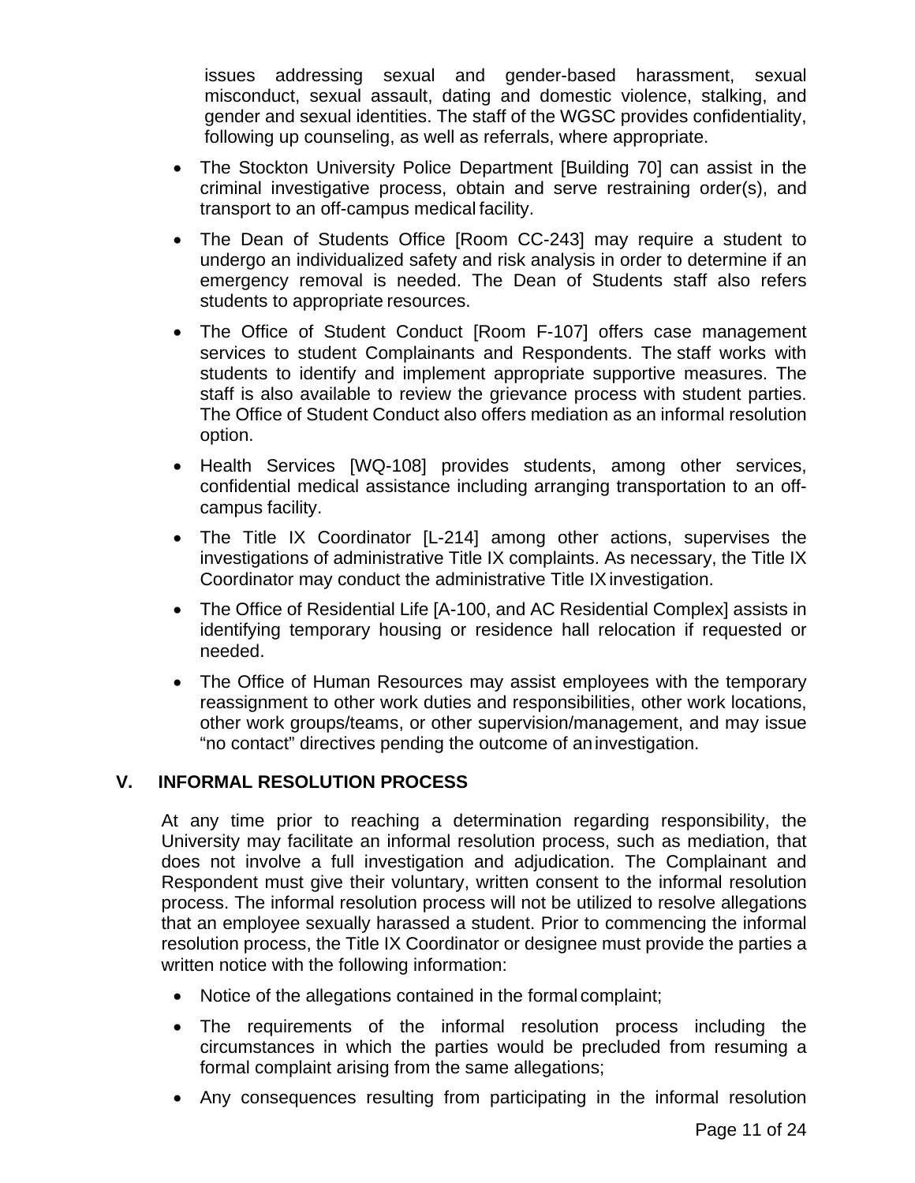issues addressing sexual and gender-based harassment, sexual misconduct, sexual assault, dating and domestic violence, stalking, and gender and sexual identities. The staff of the WGSC provides confidentiality, following up counseling, as well as referrals, where appropriate.

- The Stockton University Police Department [Building 70] can assist in the criminal investigative process, obtain and serve restraining order(s), and transport to an off-campus medical facility.
- The Dean of Students Office [Room CC-243] may require a student to undergo an individualized safety and risk analysis in order to determine if an emergency removal is needed. The Dean of Students staff also refers students to appropriate resources.
- The Office of Student Conduct [Room F-107] offers case management services to student Complainants and Respondents. The staff works with students to identify and implement appropriate supportive measures. The staff is also available to review the grievance process with student parties. The Office of Student Conduct also offers mediation as an informal resolution option.
- Health Services [WQ-108] provides students, among other services, confidential medical assistance including arranging transportation to an off-campus facility.
- The Title IX Coordinator [L-214] among other actions, supervises the investigations of administrative Title IX complaints. As necessary, the Title IX Coordinator may conduct the administrative Title IX investigation.
- The Office of Residential Life [A-100, and AC Residential Complex] assists in identifying temporary housing or residence hall relocation if requested or needed.
- The Office of Human Resources may assist employees with the temporary reassignment to other work duties and responsibilities, other work locations, other work groups/teams, or other supervision/management, and may issue "no contact" directives pending the outcome of an investigation.

## V. INFORMAL RESOLUTION PROCESS

At any time prior to reaching a determination regarding responsibility, the University may facilitate an informal resolution process, such as mediation, that does not involve a full investigation and adjudication. The Complainant and Respondent must give their voluntary, written consent to the informal resolution process. The informal resolution process will not be utilized to resolve allegations that an employee sexually harassed a student. Prior to commencing the informal resolution process, the Title IX Coordinator or designee must provide the parties a written notice with the following information:

- Notice of the allegations contained in the formal complaint;
- The requirements of the informal resolution process including the circumstances in which the parties would be precluded from resuming a formal complaint arising from the same allegations;
- Any consequences resulting from participating in the informal resolution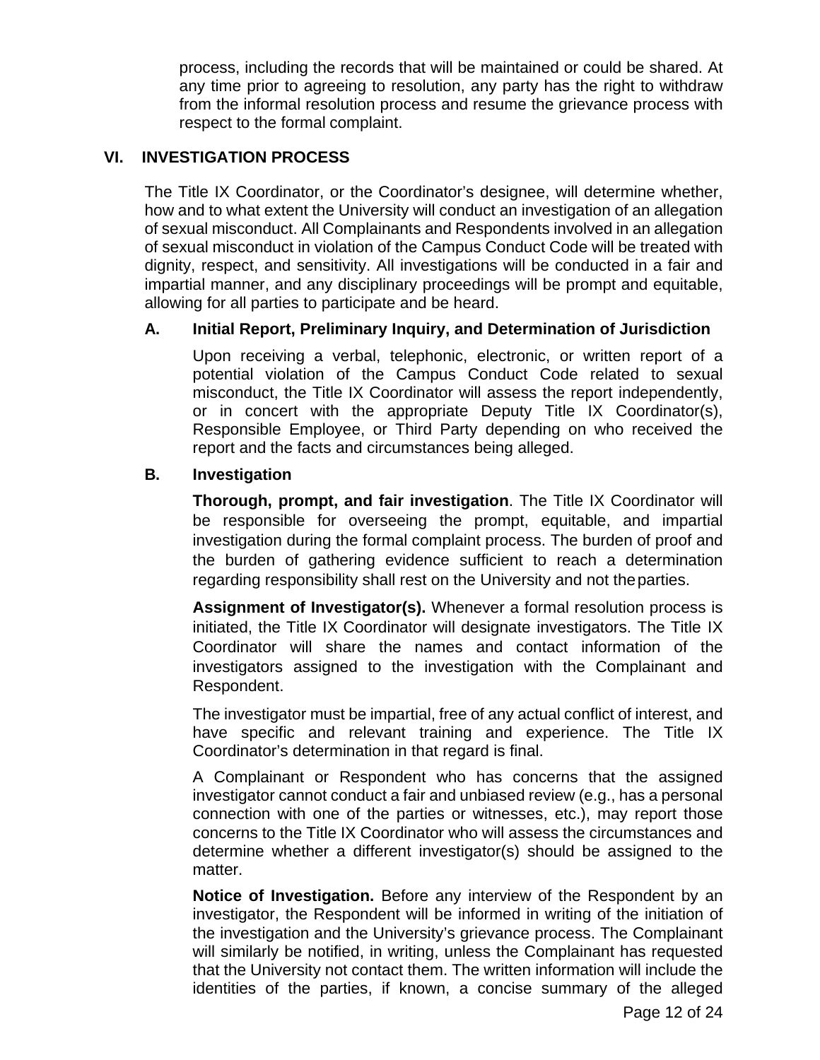process, including the records that will be maintained or could be shared. At any time prior to agreeing to resolution, any party has the right to withdraw from the informal resolution process and resume the grievance process with respect to the formal complaint.

## VI. INVESTIGATION PROCESS

The Title IX Coordinator, or the Coordinator's designee, will determine whether, how and to what extent the University will conduct an investigation of an allegation of sexual misconduct. All Complainants and Respondents involved in an allegation of sexual misconduct in violation of the Campus Conduct Code will be treated with dignity, respect, and sensitivity. All investigations will be conducted in a fair and impartial manner, and any disciplinary proceedings will be prompt and equitable, allowing for all parties to participate and be heard.

### A. Initial Report, Preliminary Inquiry, and Determination of Jurisdiction

Upon receiving a verbal, telephonic, electronic, or written report of a potential violation of the Campus Conduct Code related to sexual misconduct, the Title IX Coordinator will assess the report independently, or in concert with the appropriate Deputy Title IX Coordinator(s), Responsible Employee, or Third Party depending on who received the report and the facts and circumstances being alleged.

### B. Investigation

**Thorough, prompt, and fair investigation**. The Title IX Coordinator will be responsible for overseeing the prompt, equitable, and impartial investigation during the formal complaint process. The burden of proof and the burden of gathering evidence sufficient to reach a determination regarding responsibility shall rest on the University and not the parties.

**Assignment of Investigator(s).** Whenever a formal resolution process is initiated, the Title IX Coordinator will designate investigators. The Title IX Coordinator will share the names and contact information of the investigators assigned to the investigation with the Complainant and Respondent.

The investigator must be impartial, free of any actual conflict of interest, and have specific and relevant training and experience. The Title IX Coordinator's determination in that regard is final.

A Complainant or Respondent who has concerns that the assigned investigator cannot conduct a fair and unbiased review (e.g., has a personal connection with one of the parties or witnesses, etc.), may report those concerns to the Title IX Coordinator who will assess the circumstances and determine whether a different investigator(s) should be assigned to the matter.

**Notice of Investigation.** Before any interview of the Respondent by an investigator, the Respondent will be informed in writing of the initiation of the investigation and the University's grievance process. The Complainant will similarly be notified, in writing, unless the Complainant has requested that the University not contact them. The written information will include the identities of the parties, if known, a concise summary of the alleged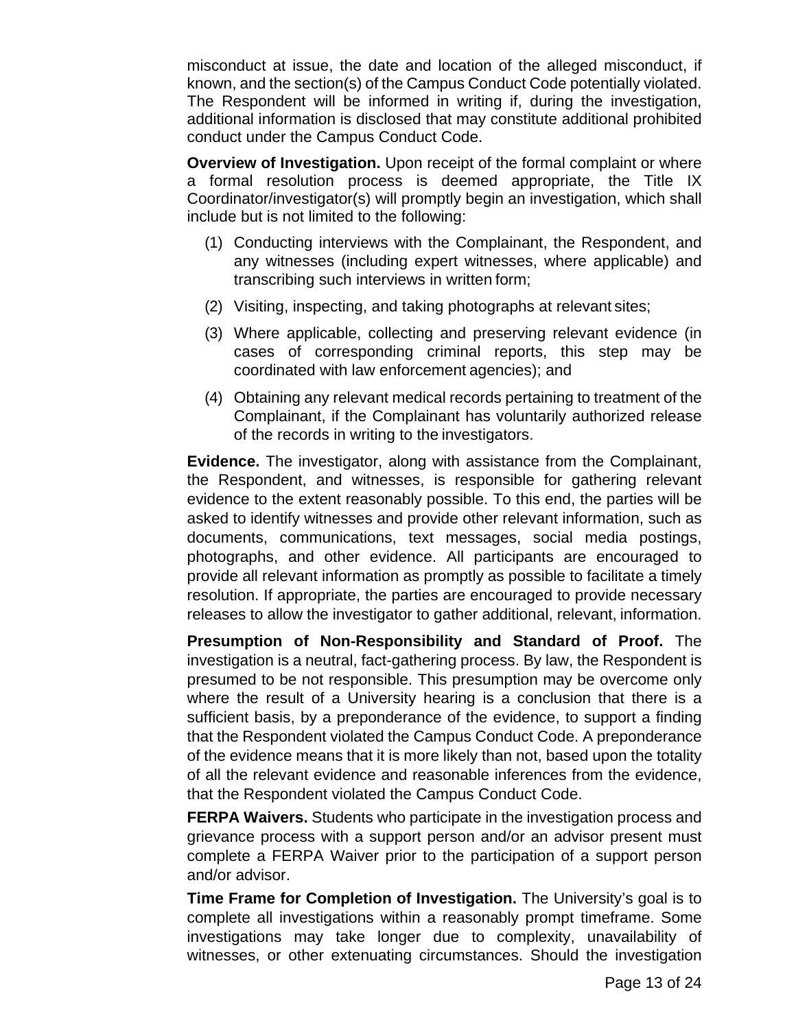misconduct at issue, the date and location of the alleged misconduct, if known, and the section(s) of the Campus Conduct Code potentially violated. The Respondent will be informed in writing if, during the investigation, additional information is disclosed that may constitute additional prohibited conduct under the Campus Conduct Code.

**Overview of Investigation.** Upon receipt of the formal complaint or where a formal resolution process is deemed appropriate, the Title IX Coordinator/investigator(s) will promptly begin an investigation, which shall include but is not limited to the following:

(1) Conducting interviews with the Complainant, the Respondent, and any witnesses (including expert witnesses, where applicable) and transcribing such interviews in written form;

(2) Visiting, inspecting, and taking photographs at relevant sites;

(3) Where applicable, collecting and preserving relevant evidence (in cases of corresponding criminal reports, this step may be coordinated with law enforcement agencies); and

(4) Obtaining any relevant medical records pertaining to treatment of the Complainant, if the Complainant has voluntarily authorized release of the records in writing to the investigators.

**Evidence.** The investigator, along with assistance from the Complainant, the Respondent, and witnesses, is responsible for gathering relevant evidence to the extent reasonably possible. To this end, the parties will be asked to identify witnesses and provide other relevant information, such as documents, communications, text messages, social media postings, photographs, and other evidence. All participants are encouraged to provide all relevant information as promptly as possible to facilitate a timely resolution. If appropriate, the parties are encouraged to provide necessary releases to allow the investigator to gather additional, relevant, information.

**Presumption of Non-Responsibility and Standard of Proof.** The investigation is a neutral, fact-gathering process. By law, the Respondent is presumed to be not responsible. This presumption may be overcome only where the result of a University hearing is a conclusion that there is a sufficient basis, by a preponderance of the evidence, to support a finding that the Respondent violated the Campus Conduct Code. A preponderance of the evidence means that it is more likely than not, based upon the totality of all the relevant evidence and reasonable inferences from the evidence, that the Respondent violated the Campus Conduct Code.

**FERPA Waivers.** Students who participate in the investigation process and grievance process with a support person and/or an advisor present must complete a FERPA Waiver prior to the participation of a support person and/or advisor.

**Time Frame for Completion of Investigation.** The University's goal is to complete all investigations within a reasonably prompt timeframe. Some investigations may take longer due to complexity, unavailability of witnesses, or other extenuating circumstances. Should the investigation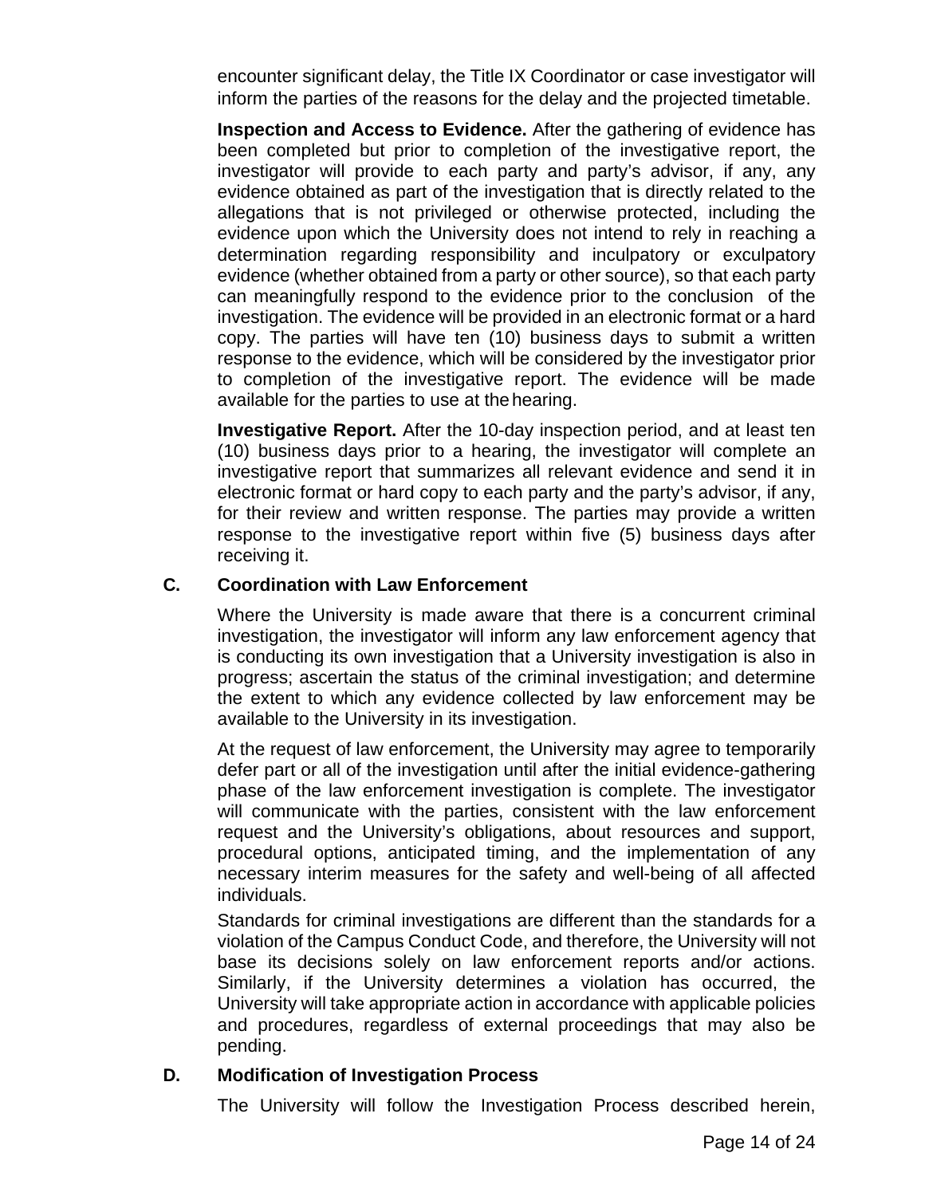encounter significant delay, the Title IX Coordinator or case investigator will inform the parties of the reasons for the delay and the projected timetable.

**Inspection and Access to Evidence.** After the gathering of evidence has been completed but prior to completion of the investigative report, the investigator will provide to each party and party's advisor, if any, any evidence obtained as part of the investigation that is directly related to the allegations that is not privileged or otherwise protected, including the evidence upon which the University does not intend to rely in reaching a determination regarding responsibility and inculpatory or exculpatory evidence (whether obtained from a party or other source), so that each party can meaningfully respond to the evidence prior to the conclusion of the investigation. The evidence will be provided in an electronic format or a hard copy. The parties will have ten (10) business days to submit a written response to the evidence, which will be considered by the investigator prior to completion of the investigative report. The evidence will be made available for the parties to use at the hearing.

**Investigative Report.** After the 10-day inspection period, and at least ten (10) business days prior to a hearing, the investigator will complete an investigative report that summarizes all relevant evidence and send it in electronic format or hard copy to each party and the party's advisor, if any, for their review and written response. The parties may provide a written response to the investigative report within five (5) business days after receiving it.

### C. Coordination with Law Enforcement

Where the University is made aware that there is a concurrent criminal investigation, the investigator will inform any law enforcement agency that is conducting its own investigation that a University investigation is also in progress; ascertain the status of the criminal investigation; and determine the extent to which any evidence collected by law enforcement may be available to the University in its investigation.

At the request of law enforcement, the University may agree to temporarily defer part or all of the investigation until after the initial evidence-gathering phase of the law enforcement investigation is complete. The investigator will communicate with the parties, consistent with the law enforcement request and the University's obligations, about resources and support, procedural options, anticipated timing, and the implementation of any necessary interim measures for the safety and well-being of all affected individuals.

Standards for criminal investigations are different than the standards for a violation of the Campus Conduct Code, and therefore, the University will not base its decisions solely on law enforcement reports and/or actions. Similarly, if the University determines a violation has occurred, the University will take appropriate action in accordance with applicable policies and procedures, regardless of external proceedings that may also be pending.

### D. Modification of Investigation Process

The University will follow the Investigation Process described herein,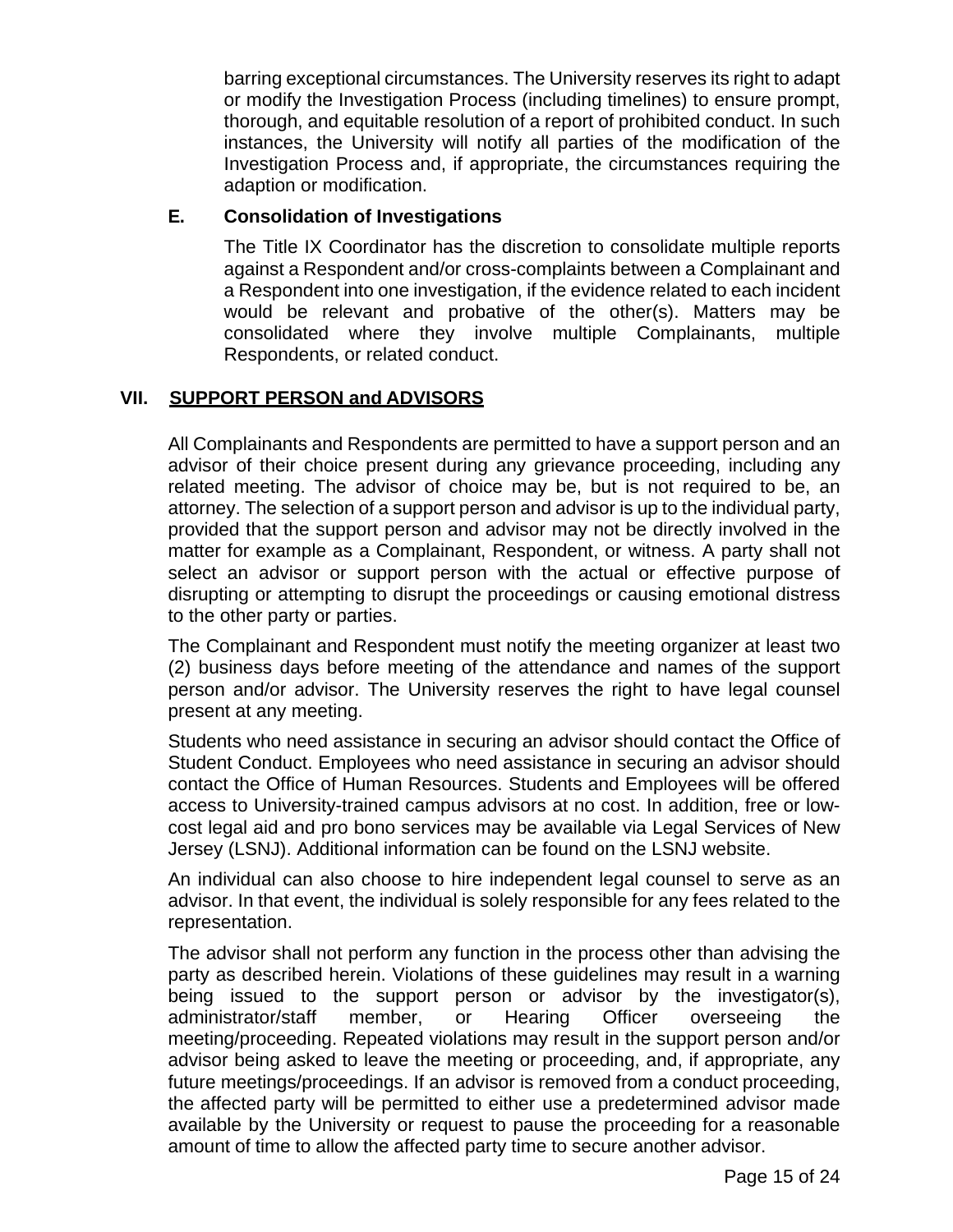barring exceptional circumstances. The University reserves its right to adapt or modify the Investigation Process (including timelines) to ensure prompt, thorough, and equitable resolution of a report of prohibited conduct. In such instances, the University will notify all parties of the modification of the Investigation Process and, if appropriate, the circumstances requiring the adaption or modification.

### E. Consolidation of Investigations

The Title IX Coordinator has the discretion to consolidate multiple reports against a Respondent and/or cross-complaints between a Complainant and a Respondent into one investigation, if the evidence related to each incident would be relevant and probative of the other(s). Matters may be consolidated where they involve multiple Complainants, multiple Respondents, or related conduct.

## VII. SUPPORT PERSON and ADVISORS

All Complainants and Respondents are permitted to have a support person and an advisor of their choice present during any grievance proceeding, including any related meeting. The advisor of choice may be, but is not required to be, an attorney. The selection of a support person and advisor is up to the individual party, provided that the support person and advisor may not be directly involved in the matter for example as a Complainant, Respondent, or witness. A party shall not select an advisor or support person with the actual or effective purpose of disrupting or attempting to disrupt the proceedings or causing emotional distress to the other party or parties.

The Complainant and Respondent must notify the meeting organizer at least two (2) business days before meeting of the attendance and names of the support person and/or advisor. The University reserves the right to have legal counsel present at any meeting.

Students who need assistance in securing an advisor should contact the Office of Student Conduct. Employees who need assistance in securing an advisor should contact the Office of Human Resources. Students and Employees will be offered access to University-trained campus advisors at no cost. In addition, free or low-cost legal aid and pro bono services may be available via Legal Services of New Jersey (LSNJ). Additional information can be found on the LSNJ website.

An individual can also choose to hire independent legal counsel to serve as an advisor. In that event, the individual is solely responsible for any fees related to the representation.

The advisor shall not perform any function in the process other than advising the party as described herein. Violations of these guidelines may result in a warning being issued to the support person or advisor by the investigator(s), administrator/staff member, or Hearing Officer overseeing the meeting/proceeding. Repeated violations may result in the support person and/or advisor being asked to leave the meeting or proceeding, and, if appropriate, any future meetings/proceedings. If an advisor is removed from a conduct proceeding, the affected party will be permitted to either use a predetermined advisor made available by the University or request to pause the proceeding for a reasonable amount of time to allow the affected party time to secure another advisor.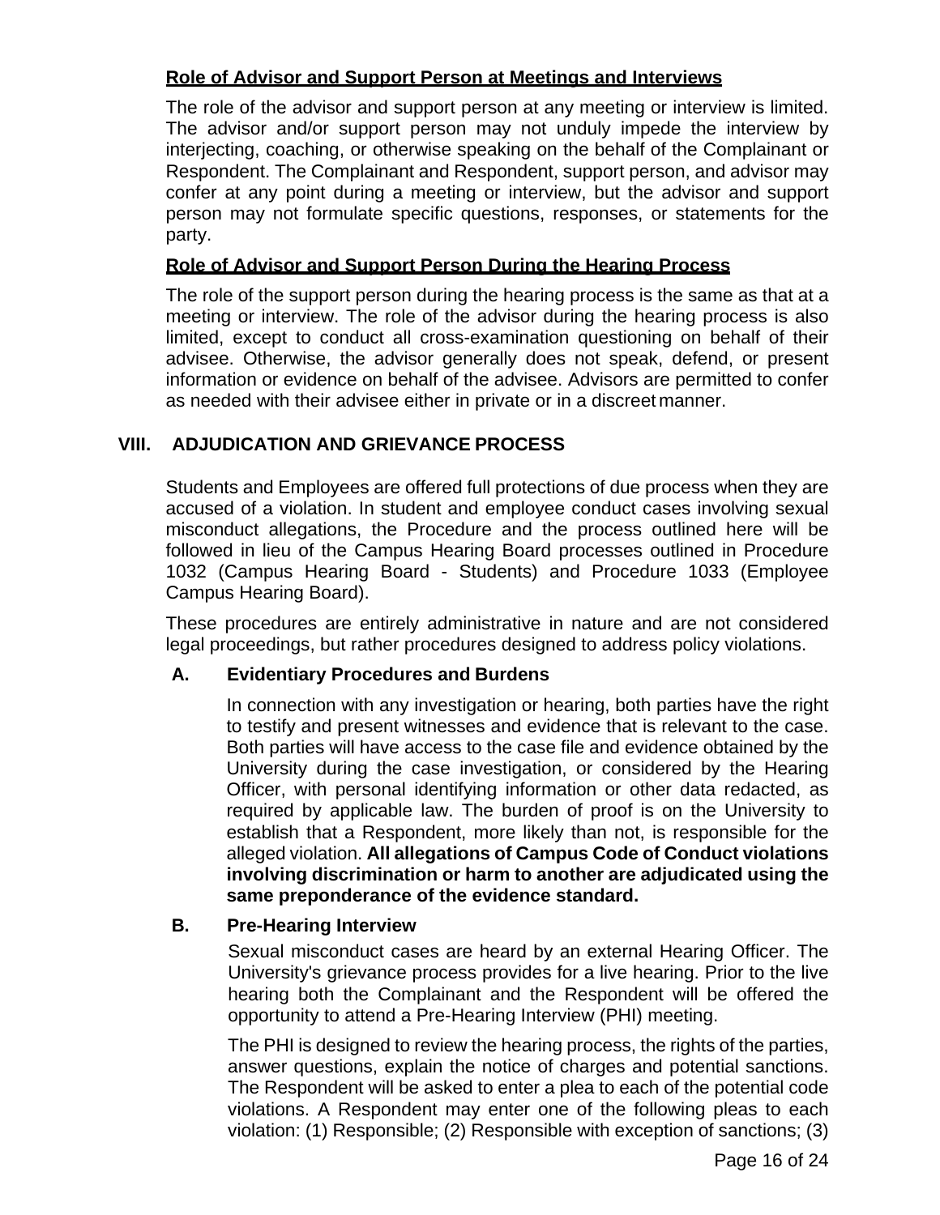**Role of Advisor and Support Person at Meetings and Interviews**

The role of the advisor and support person at any meeting or interview is limited. The advisor and/or support person may not unduly impede the interview by interjecting, coaching, or otherwise speaking on the behalf of the Complainant or Respondent. The Complainant and Respondent, support person, and advisor may confer at any point during a meeting or interview, but the advisor and support person may not formulate specific questions, responses, or statements for the party.

**Role of Advisor and Support Person During the Hearing Process**

The role of the support person during the hearing process is the same as that at a meeting or interview. The role of the advisor during the hearing process is also limited, except to conduct all cross-examination questioning on behalf of their advisee. Otherwise, the advisor generally does not speak, defend, or present information or evidence on behalf of the advisee. Advisors are permitted to confer as needed with their advisee either in private or in a discreet manner.

## VIII. ADJUDICATION AND GRIEVANCE PROCESS

Students and Employees are offered full protections of due process when they are accused of a violation. In student and employee conduct cases involving sexual misconduct allegations, the Procedure and the process outlined here will be followed in lieu of the Campus Hearing Board processes outlined in Procedure 1032 (Campus Hearing Board - Students) and Procedure 1033 (Employee Campus Hearing Board).

These procedures are entirely administrative in nature and are not considered legal proceedings, but rather procedures designed to address policy violations.

### A. Evidentiary Procedures and Burdens

In connection with any investigation or hearing, both parties have the right to testify and present witnesses and evidence that is relevant to the case. Both parties will have access to the case file and evidence obtained by the University during the case investigation, or considered by the Hearing Officer, with personal identifying information or other data redacted, as required by applicable law. The burden of proof is on the University to establish that a Respondent, more likely than not, is responsible for the alleged violation. **All allegations of Campus Code of Conduct violations involving discrimination or harm to another are adjudicated using the same preponderance of the evidence standard.**

### B. Pre-Hearing Interview

Sexual misconduct cases are heard by an external Hearing Officer. The University's grievance process provides for a live hearing. Prior to the live hearing both the Complainant and the Respondent will be offered the opportunity to attend a Pre-Hearing Interview (PHI) meeting.

The PHI is designed to review the hearing process, the rights of the parties, answer questions, explain the notice of charges and potential sanctions. The Respondent will be asked to enter a plea to each of the potential code violations. A Respondent may enter one of the following pleas to each violation: (1) Responsible; (2) Responsible with exception of sanctions; (3)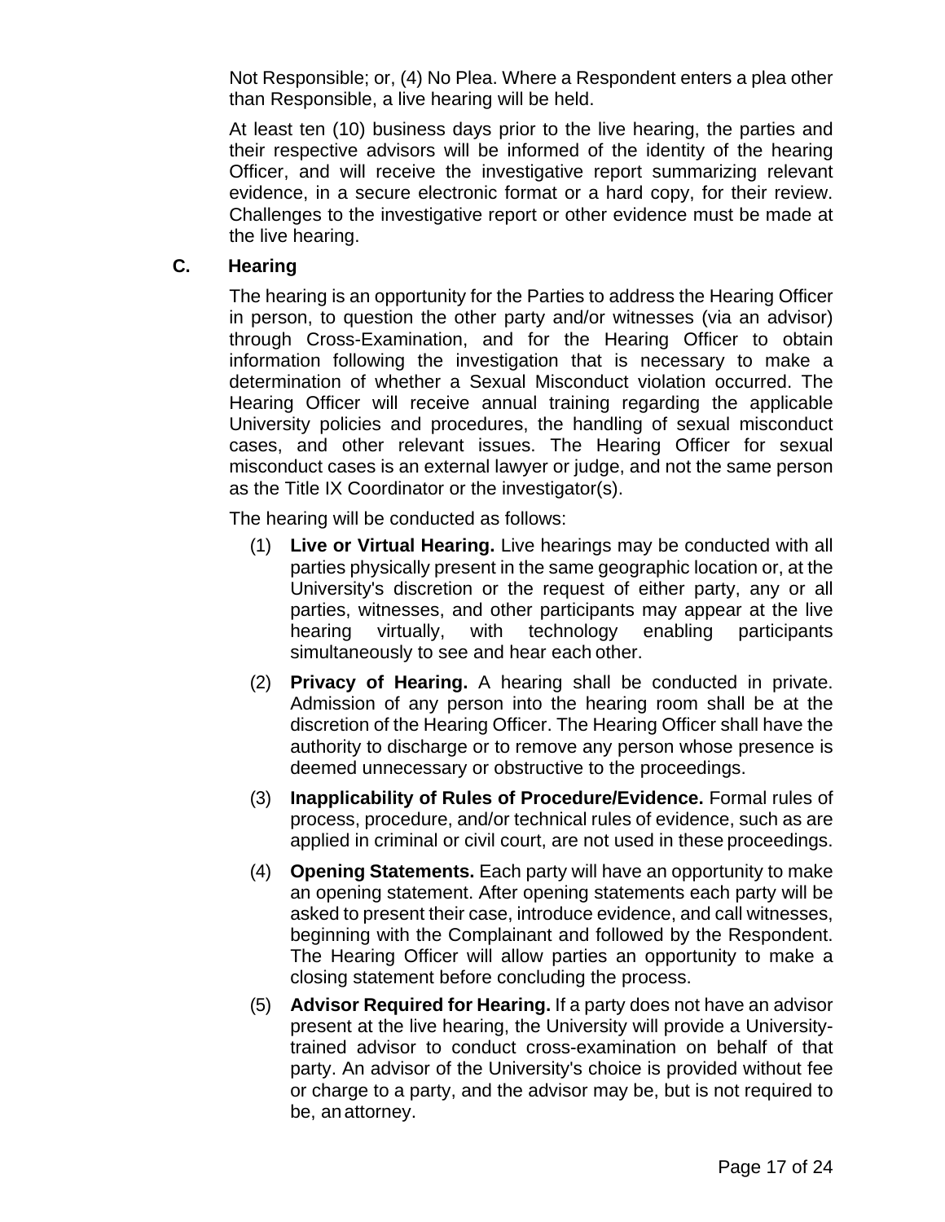Not Responsible; or, (4) No Plea. Where a Respondent enters a plea other than Responsible, a live hearing will be held.

At least ten (10) business days prior to the live hearing, the parties and their respective advisors will be informed of the identity of the hearing Officer, and will receive the investigative report summarizing relevant evidence, in a secure electronic format or a hard copy, for their review. Challenges to the investigative report or other evidence must be made at the live hearing.

### C. Hearing

The hearing is an opportunity for the Parties to address the Hearing Officer in person, to question the other party and/or witnesses (via an advisor) through Cross-Examination, and for the Hearing Officer to obtain information following the investigation that is necessary to make a determination of whether a Sexual Misconduct violation occurred. The Hearing Officer will receive annual training regarding the applicable University policies and procedures, the handling of sexual misconduct cases, and other relevant issues. The Hearing Officer for sexual misconduct cases is an external lawyer or judge, and not the same person as the Title IX Coordinator or the investigator(s).

The hearing will be conducted as follows:

(1) **Live or Virtual Hearing.** Live hearings may be conducted with all parties physically present in the same geographic location or, at the University's discretion or the request of either party, any or all parties, witnesses, and other participants may appear at the live hearing virtually, with technology enabling participants simultaneously to see and hear each other.

(2) **Privacy of Hearing.** A hearing shall be conducted in private. Admission of any person into the hearing room shall be at the discretion of the Hearing Officer. The Hearing Officer shall have the authority to discharge or to remove any person whose presence is deemed unnecessary or obstructive to the proceedings.

(3) **Inapplicability of Rules of Procedure/Evidence.** Formal rules of process, procedure, and/or technical rules of evidence, such as are applied in criminal or civil court, are not used in these proceedings.

(4) **Opening Statements.** Each party will have an opportunity to make an opening statement. After opening statements each party will be asked to present their case, introduce evidence, and call witnesses, beginning with the Complainant and followed by the Respondent. The Hearing Officer will allow parties an opportunity to make a closing statement before concluding the process.

(5) **Advisor Required for Hearing.** If a party does not have an advisor present at the live hearing, the University will provide a University-trained advisor to conduct cross-examination on behalf of that party. An advisor of the University's choice is provided without fee or charge to a party, and the advisor may be, but is not required to be, an attorney.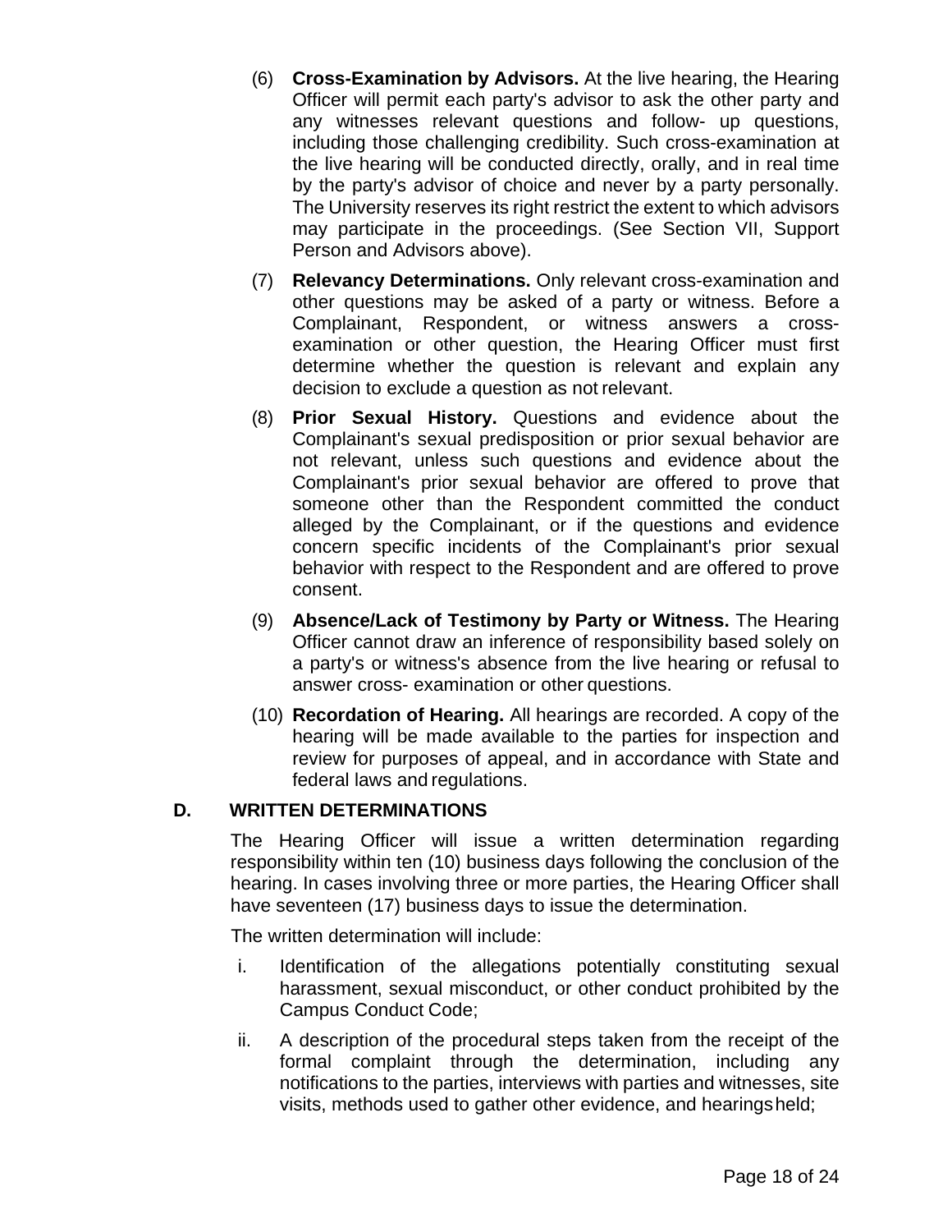(6) **Cross-Examination by Advisors.** At the live hearing, the Hearing Officer will permit each party's advisor to ask the other party and any witnesses relevant questions and follow- up questions, including those challenging credibility. Such cross-examination at the live hearing will be conducted directly, orally, and in real time by the party's advisor of choice and never by a party personally. The University reserves its right restrict the extent to which advisors may participate in the proceedings. (See Section VII, Support Person and Advisors above).

(7) **Relevancy Determinations.** Only relevant cross-examination and other questions may be asked of a party or witness. Before a Complainant, Respondent, or witness answers a cross-examination or other question, the Hearing Officer must first determine whether the question is relevant and explain any decision to exclude a question as not relevant.

(8) **Prior Sexual History.** Questions and evidence about the Complainant's sexual predisposition or prior sexual behavior are not relevant, unless such questions and evidence about the Complainant's prior sexual behavior are offered to prove that someone other than the Respondent committed the conduct alleged by the Complainant, or if the questions and evidence concern specific incidents of the Complainant's prior sexual behavior with respect to the Respondent and are offered to prove consent.

(9) **Absence/Lack of Testimony by Party or Witness.** The Hearing Officer cannot draw an inference of responsibility based solely on a party's or witness's absence from the live hearing or refusal to answer cross- examination or other questions.

(10) **Recordation of Hearing.** All hearings are recorded. A copy of the hearing will be made available to the parties for inspection and review for purposes of appeal, and in accordance with State and federal laws and regulations.

### D. WRITTEN DETERMINATIONS

The Hearing Officer will issue a written determination regarding responsibility within ten (10) business days following the conclusion of the hearing. In cases involving three or more parties, the Hearing Officer shall have seventeen (17) business days to issue the determination.

The written determination will include:

i. Identification of the allegations potentially constituting sexual harassment, sexual misconduct, or other conduct prohibited by the Campus Conduct Code;

ii. A description of the procedural steps taken from the receipt of the formal complaint through the determination, including any notifications to the parties, interviews with parties and witnesses, site visits, methods used to gather other evidence, and hearings held;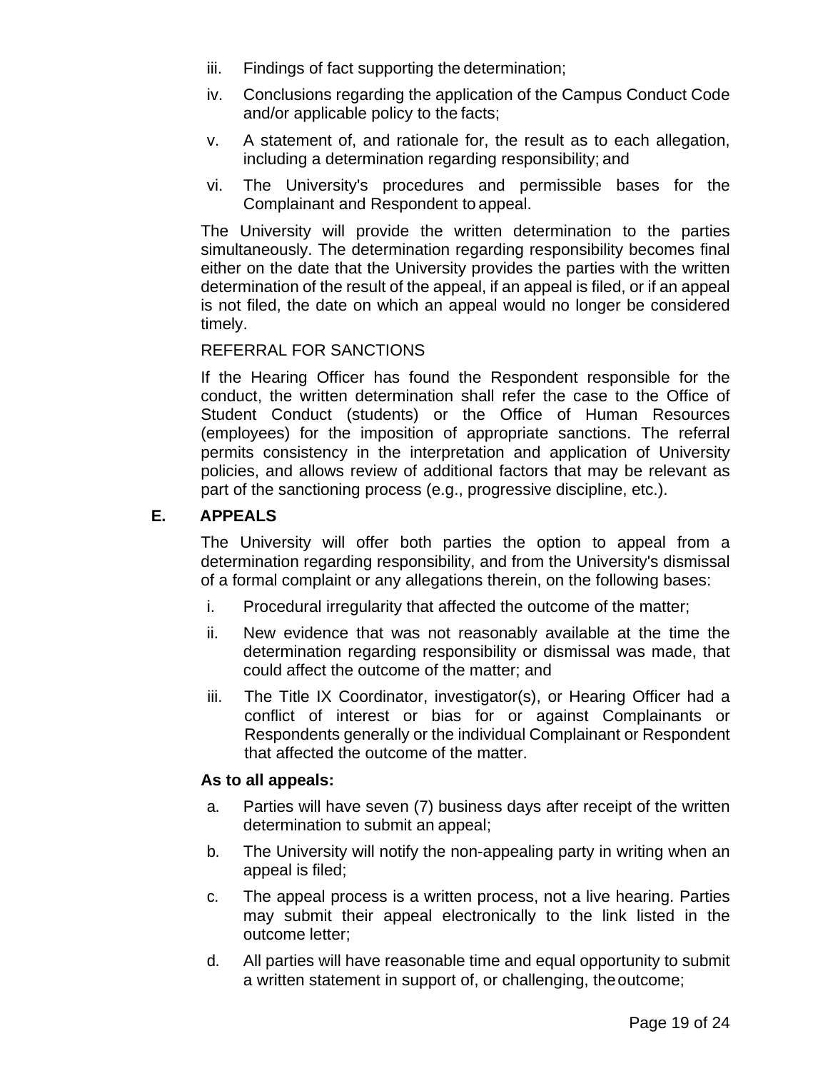iii. Findings of fact supporting the determination;

iv. Conclusions regarding the application of the Campus Conduct Code and/or applicable policy to the facts;

v. A statement of, and rationale for, the result as to each allegation, including a determination regarding responsibility; and

vi. The University's procedures and permissible bases for the Complainant and Respondent to appeal.

The University will provide the written determination to the parties simultaneously. The determination regarding responsibility becomes final either on the date that the University provides the parties with the written determination of the result of the appeal, if an appeal is filed, or if an appeal is not filed, the date on which an appeal would no longer be considered timely.

REFERRAL FOR SANCTIONS

If the Hearing Officer has found the Respondent responsible for the conduct, the written determination shall refer the case to the Office of Student Conduct (students) or the Office of Human Resources (employees) for the imposition of appropriate sanctions. The referral permits consistency in the interpretation and application of University policies, and allows review of additional factors that may be relevant as part of the sanctioning process (e.g., progressive discipline, etc.).

## E. APPEALS

The University will offer both parties the option to appeal from a determination regarding responsibility, and from the University's dismissal of a formal complaint or any allegations therein, on the following bases:

i. Procedural irregularity that affected the outcome of the matter;

ii. New evidence that was not reasonably available at the time the determination regarding responsibility or dismissal was made, that could affect the outcome of the matter; and

iii. The Title IX Coordinator, investigator(s), or Hearing Officer had a conflict of interest or bias for or against Complainants or Respondents generally or the individual Complainant or Respondent that affected the outcome of the matter.

**As to all appeals:**

a. Parties will have seven (7) business days after receipt of the written determination to submit an appeal;

b. The University will notify the non-appealing party in writing when an appeal is filed;

c. The appeal process is a written process, not a live hearing. Parties may submit their appeal electronically to the link listed in the outcome letter;

d. All parties will have reasonable time and equal opportunity to submit a written statement in support of, or challenging, the outcome;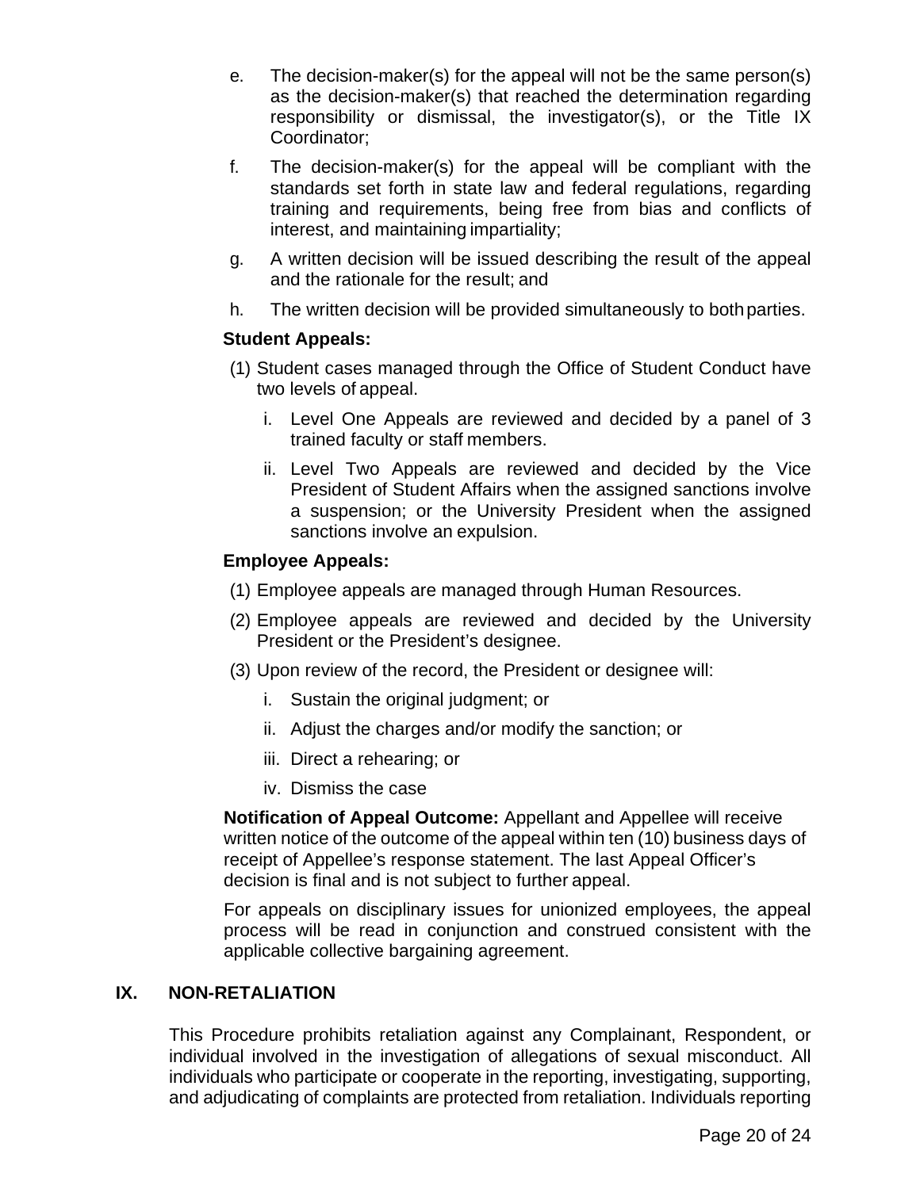e. The decision-maker(s) for the appeal will not be the same person(s) as the decision-maker(s) that reached the determination regarding responsibility or dismissal, the investigator(s), or the Title IX Coordinator;

f. The decision-maker(s) for the appeal will be compliant with the standards set forth in state law and federal regulations, regarding training and requirements, being free from bias and conflicts of interest, and maintaining impartiality;

g. A written decision will be issued describing the result of the appeal and the rationale for the result; and

h. The written decision will be provided simultaneously to both parties.

**Student Appeals:**

(1) Student cases managed through the Office of Student Conduct have two levels of appeal.

   i. Level One Appeals are reviewed and decided by a panel of 3 trained faculty or staff members.

   ii. Level Two Appeals are reviewed and decided by the Vice President of Student Affairs when the assigned sanctions involve a suspension; or the University President when the assigned sanctions involve an expulsion.

**Employee Appeals:**

(1) Employee appeals are managed through Human Resources.

(2) Employee appeals are reviewed and decided by the University President or the President's designee.

(3) Upon review of the record, the President or designee will:

   i. Sustain the original judgment; or

   ii. Adjust the charges and/or modify the sanction; or

   iii. Direct a rehearing; or

   iv. Dismiss the case

**Notification of Appeal Outcome:** Appellant and Appellee will receive written notice of the outcome of the appeal within ten (10) business days of receipt of Appellee's response statement. The last Appeal Officer's decision is final and is not subject to further appeal.

For appeals on disciplinary issues for unionized employees, the appeal process will be read in conjunction and construed consistent with the applicable collective bargaining agreement.

## IX. NON-RETALIATION

This Procedure prohibits retaliation against any Complainant, Respondent, or individual involved in the investigation of allegations of sexual misconduct. All individuals who participate or cooperate in the reporting, investigating, supporting, and adjudicating of complaints are protected from retaliation. Individuals reporting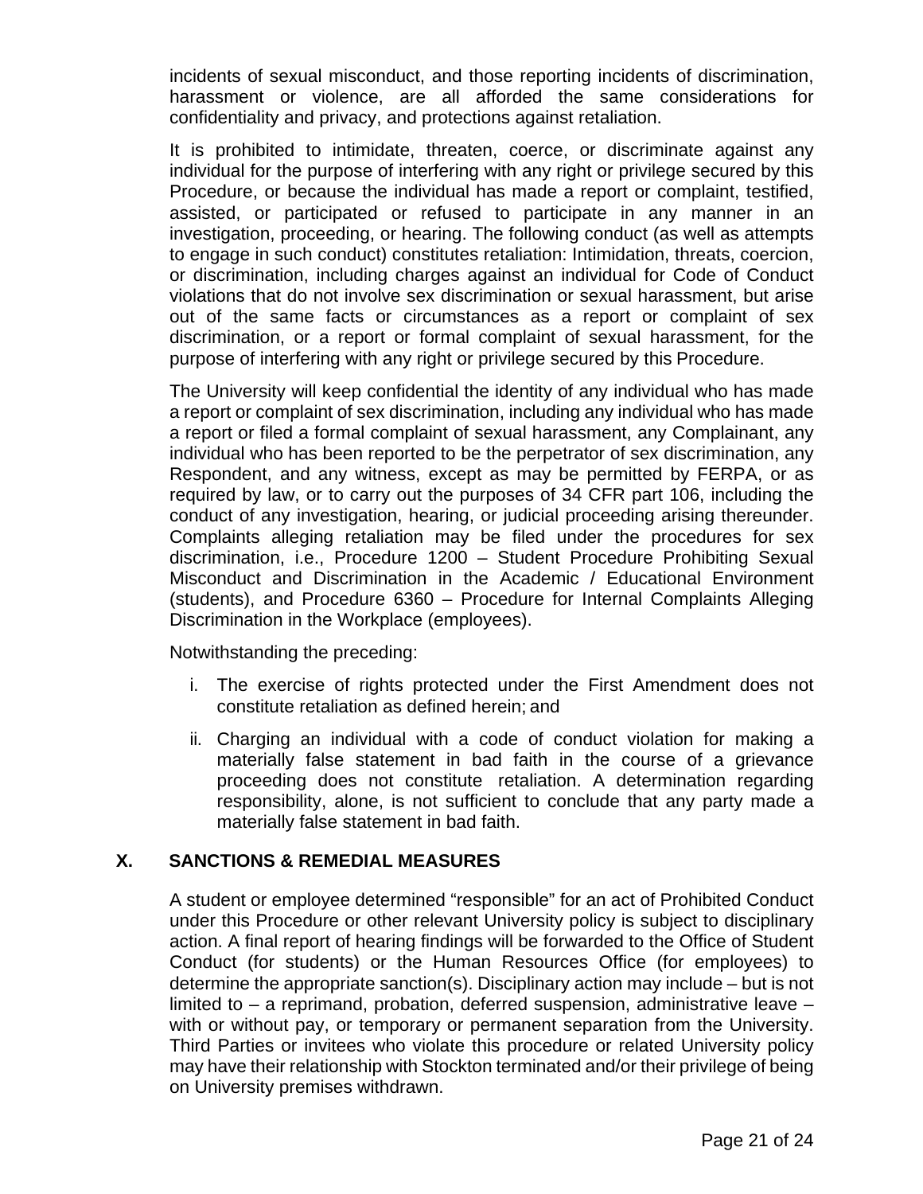incidents of sexual misconduct, and those reporting incidents of discrimination, harassment or violence, are all afforded the same considerations for confidentiality and privacy, and protections against retaliation.

It is prohibited to intimidate, threaten, coerce, or discriminate against any individual for the purpose of interfering with any right or privilege secured by this Procedure, or because the individual has made a report or complaint, testified, assisted, or participated or refused to participate in any manner in an investigation, proceeding, or hearing. The following conduct (as well as attempts to engage in such conduct) constitutes retaliation: Intimidation, threats, coercion, or discrimination, including charges against an individual for Code of Conduct violations that do not involve sex discrimination or sexual harassment, but arise out of the same facts or circumstances as a report or complaint of sex discrimination, or a report or formal complaint of sexual harassment, for the purpose of interfering with any right or privilege secured by this Procedure.

The University will keep confidential the identity of any individual who has made a report or complaint of sex discrimination, including any individual who has made a report or filed a formal complaint of sexual harassment, any Complainant, any individual who has been reported to be the perpetrator of sex discrimination, any Respondent, and any witness, except as may be permitted by FERPA, or as required by law, or to carry out the purposes of 34 CFR part 106, including the conduct of any investigation, hearing, or judicial proceeding arising thereunder. Complaints alleging retaliation may be filed under the procedures for sex discrimination, i.e., Procedure 1200 – Student Procedure Prohibiting Sexual Misconduct and Discrimination in the Academic / Educational Environment (students), and Procedure 6360 – Procedure for Internal Complaints Alleging Discrimination in the Workplace (employees).

Notwithstanding the preceding:

i. The exercise of rights protected under the First Amendment does not constitute retaliation as defined herein; and

ii. Charging an individual with a code of conduct violation for making a materially false statement in bad faith in the course of a grievance proceeding does not constitute retaliation. A determination regarding responsibility, alone, is not sufficient to conclude that any party made a materially false statement in bad faith.

## X. SANCTIONS & REMEDIAL MEASURES

A student or employee determined "responsible" for an act of Prohibited Conduct under this Procedure or other relevant University policy is subject to disciplinary action. A final report of hearing findings will be forwarded to the Office of Student Conduct (for students) or the Human Resources Office (for employees) to determine the appropriate sanction(s). Disciplinary action may include – but is not limited to – a reprimand, probation, deferred suspension, administrative leave – with or without pay, or temporary or permanent separation from the University. Third Parties or invitees who violate this procedure or related University policy may have their relationship with Stockton terminated and/or their privilege of being on University premises withdrawn.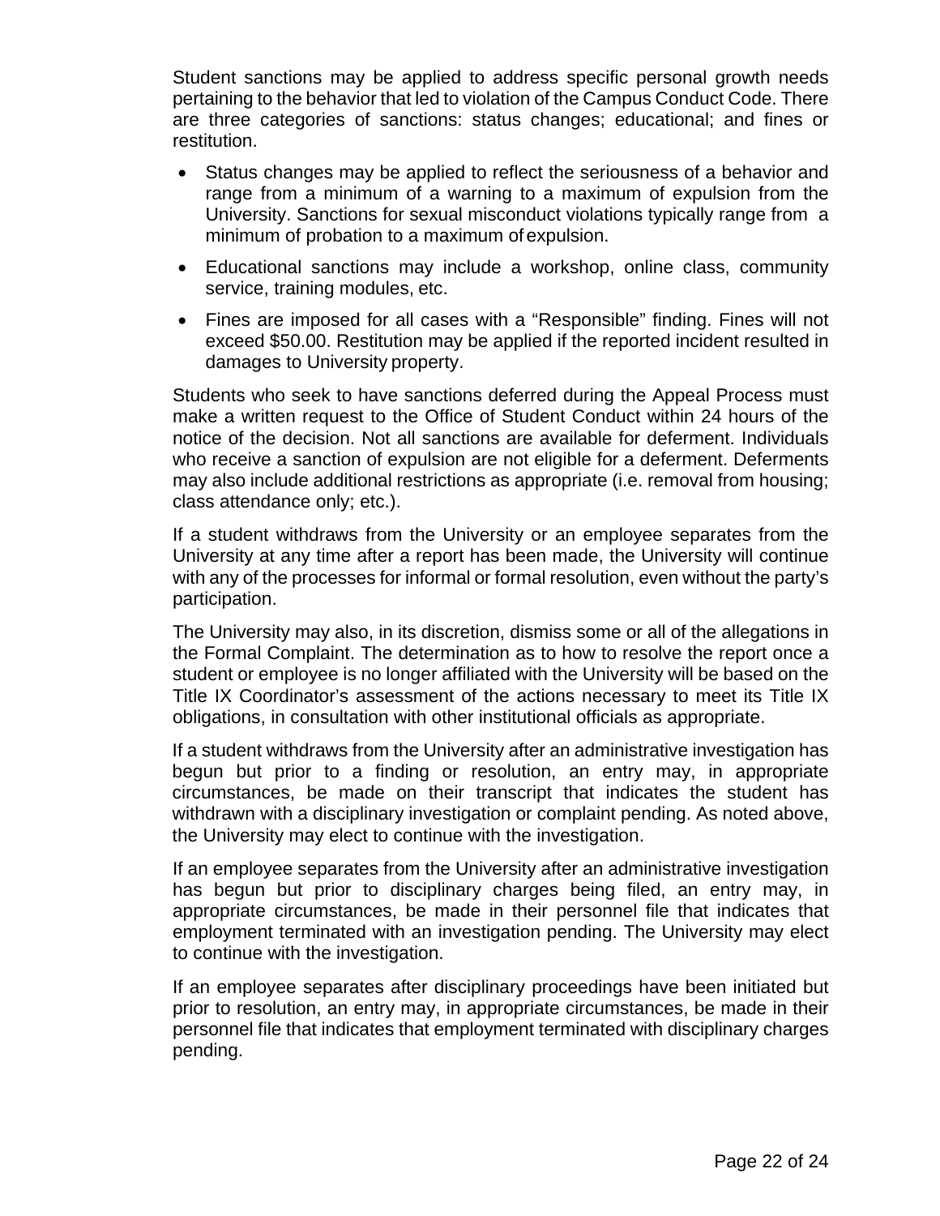Student sanctions may be applied to address specific personal growth needs pertaining to the behavior that led to violation of the Campus Conduct Code. There are three categories of sanctions: status changes; educational; and fines or restitution.

- Status changes may be applied to reflect the seriousness of a behavior and range from a minimum of a warning to a maximum of expulsion from the University. Sanctions for sexual misconduct violations typically range from a minimum of probation to a maximum of expulsion.
- Educational sanctions may include a workshop, online class, community service, training modules, etc.
- Fines are imposed for all cases with a "Responsible" finding. Fines will not exceed $50.00. Restitution may be applied if the reported incident resulted in damages to University property.

Students who seek to have sanctions deferred during the Appeal Process must make a written request to the Office of Student Conduct within 24 hours of the notice of the decision. Not all sanctions are available for deferment. Individuals who receive a sanction of expulsion are not eligible for a deferment. Deferments may also include additional restrictions as appropriate (i.e. removal from housing; class attendance only; etc.).

If a student withdraws from the University or an employee separates from the University at any time after a report has been made, the University will continue with any of the processes for informal or formal resolution, even without the party's participation.

The University may also, in its discretion, dismiss some or all of the allegations in the Formal Complaint. The determination as to how to resolve the report once a student or employee is no longer affiliated with the University will be based on the Title IX Coordinator's assessment of the actions necessary to meet its Title IX obligations, in consultation with other institutional officials as appropriate.

If a student withdraws from the University after an administrative investigation has begun but prior to a finding or resolution, an entry may, in appropriate circumstances, be made on their transcript that indicates the student has withdrawn with a disciplinary investigation or complaint pending. As noted above, the University may elect to continue with the investigation.

If an employee separates from the University after an administrative investigation has begun but prior to disciplinary charges being filed, an entry may, in appropriate circumstances, be made in their personnel file that indicates that employment terminated with an investigation pending. The University may elect to continue with the investigation.

If an employee separates after disciplinary proceedings have been initiated but prior to resolution, an entry may, in appropriate circumstances, be made in their personnel file that indicates that employment terminated with disciplinary charges pending.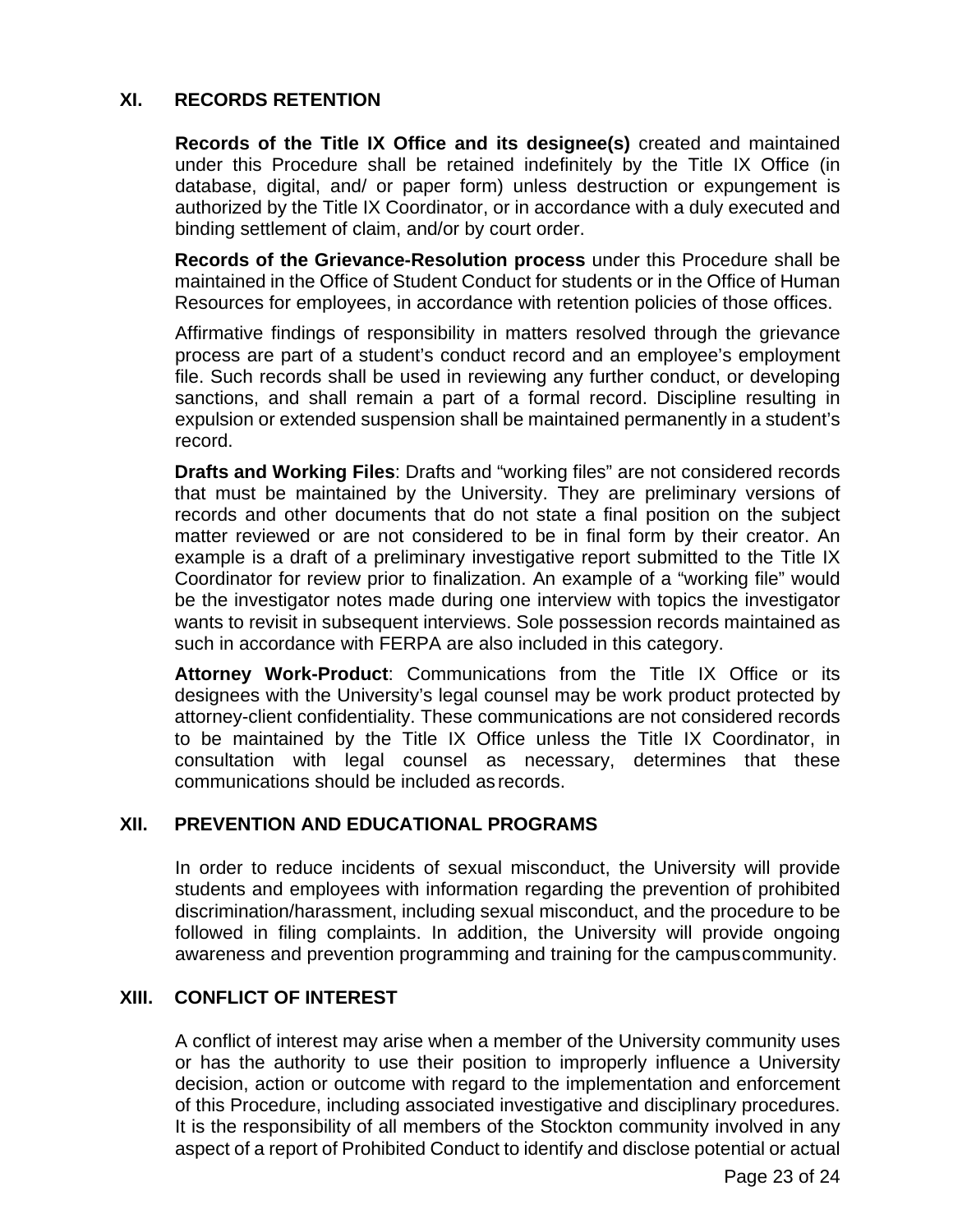## XI. RECORDS RETENTION

**Records of the Title IX Office and its designee(s)** created and maintained under this Procedure shall be retained indefinitely by the Title IX Office (in database, digital, and/ or paper form) unless destruction or expungement is authorized by the Title IX Coordinator, or in accordance with a duly executed and binding settlement of claim, and/or by court order.

**Records of the Grievance-Resolution process** under this Procedure shall be maintained in the Office of Student Conduct for students or in the Office of Human Resources for employees, in accordance with retention policies of those offices.

Affirmative findings of responsibility in matters resolved through the grievance process are part of a student's conduct record and an employee's employment file. Such records shall be used in reviewing any further conduct, or developing sanctions, and shall remain a part of a formal record. Discipline resulting in expulsion or extended suspension shall be maintained permanently in a student's record.

**Drafts and Working Files**: Drafts and "working files" are not considered records that must be maintained by the University. They are preliminary versions of records and other documents that do not state a final position on the subject matter reviewed or are not considered to be in final form by their creator. An example is a draft of a preliminary investigative report submitted to the Title IX Coordinator for review prior to finalization. An example of a "working file" would be the investigator notes made during one interview with topics the investigator wants to revisit in subsequent interviews. Sole possession records maintained as such in accordance with FERPA are also included in this category.

**Attorney Work-Product**: Communications from the Title IX Office or its designees with the University's legal counsel may be work product protected by attorney-client confidentiality. These communications are not considered records to be maintained by the Title IX Office unless the Title IX Coordinator, in consultation with legal counsel as necessary, determines that these communications should be included as records.

## XII. PREVENTION AND EDUCATIONAL PROGRAMS

In order to reduce incidents of sexual misconduct, the University will provide students and employees with information regarding the prevention of prohibited discrimination/harassment, including sexual misconduct, and the procedure to be followed in filing complaints. In addition, the University will provide ongoing awareness and prevention programming and training for the campus community.

## XIII. CONFLICT OF INTEREST

A conflict of interest may arise when a member of the University community uses or has the authority to use their position to improperly influence a University decision, action or outcome with regard to the implementation and enforcement of this Procedure, including associated investigative and disciplinary procedures. It is the responsibility of all members of the Stockton community involved in any aspect of a report of Prohibited Conduct to identify and disclose potential or actual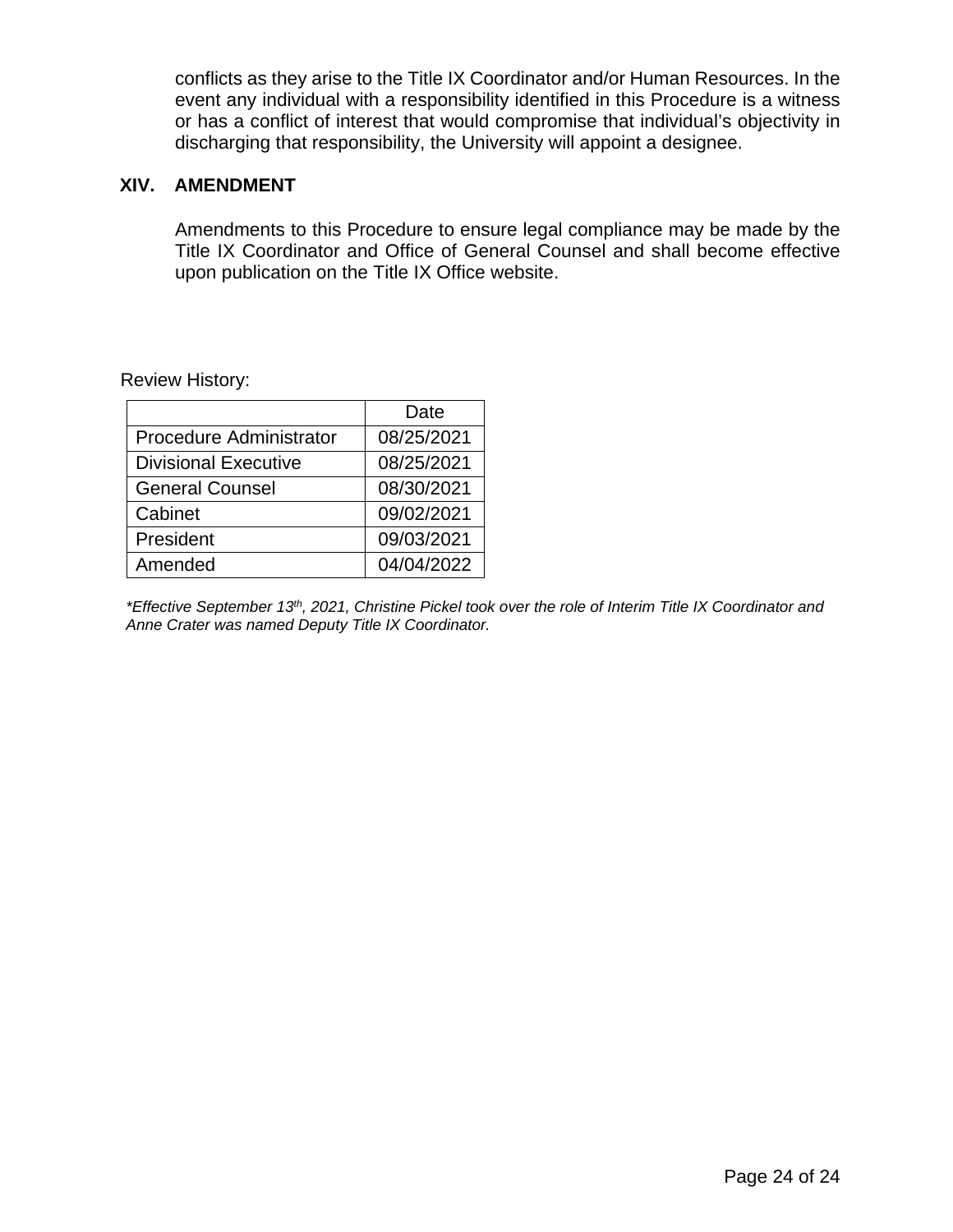conflicts as they arise to the Title IX Coordinator and/or Human Resources. In the event any individual with a responsibility identified in this Procedure is a witness or has a conflict of interest that would compromise that individual's objectivity in discharging that responsibility, the University will appoint a designee.

## XIV. AMENDMENT

Amendments to this Procedure to ensure legal compliance may be made by the Title IX Coordinator and Office of General Counsel and shall become effective upon publication on the Title IX Office website.

Review History:

| | Date |
|---|---|
| Procedure Administrator | 08/25/2021 |
| Divisional Executive | 08/25/2021 |
| General Counsel | 08/30/2021 |
| Cabinet | 09/02/2021 |
| President | 09/03/2021 |
| Amended | 04/04/2022 |

*\*Effective September 13th, 2021, Christine Pickel took over the role of Interim Title IX Coordinator and Anne Crater was named Deputy Title IX Coordinator.*